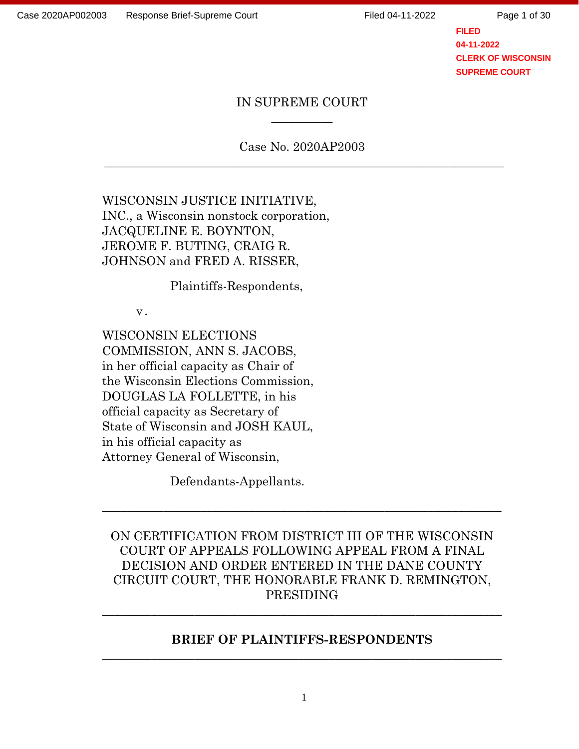FILED
04-11-2022
CLERK OF WISCONSIN
SUPREME COURT

IN SUPREME COURT

---

Case No. 2020AP2003

---

WISCONSIN JUSTICE INITIATIVE, INC., a Wisconsin nonstock corporation, JACQUELINE E. BOYNTON, JEROME F. BUTING, CRAIG R. JOHNSON and FRED A. RISSER,

Plaintiffs-Respondents,

v.

WISCONSIN ELECTIONS COMMISSION, ANN S. JACOBS, in her official capacity as Chair of the Wisconsin Elections Commission, DOUGLAS LA FOLLETTE, in his official capacity as Secretary of State of Wisconsin and JOSH KAUL, in his official capacity as Attorney General of Wisconsin,

Defendants-Appellants.

---

ON CERTIFICATION FROM DISTRICT III OF THE WISCONSIN COURT OF APPEALS FOLLOWING APPEAL FROM A FINAL DECISION AND ORDER ENTERED IN THE DANE COUNTY CIRCUIT COURT, THE HONORABLE FRANK D. REMINGTON, PRESIDING

---

**BRIEF OF PLAINTIFFS-RESPONDENTS**

---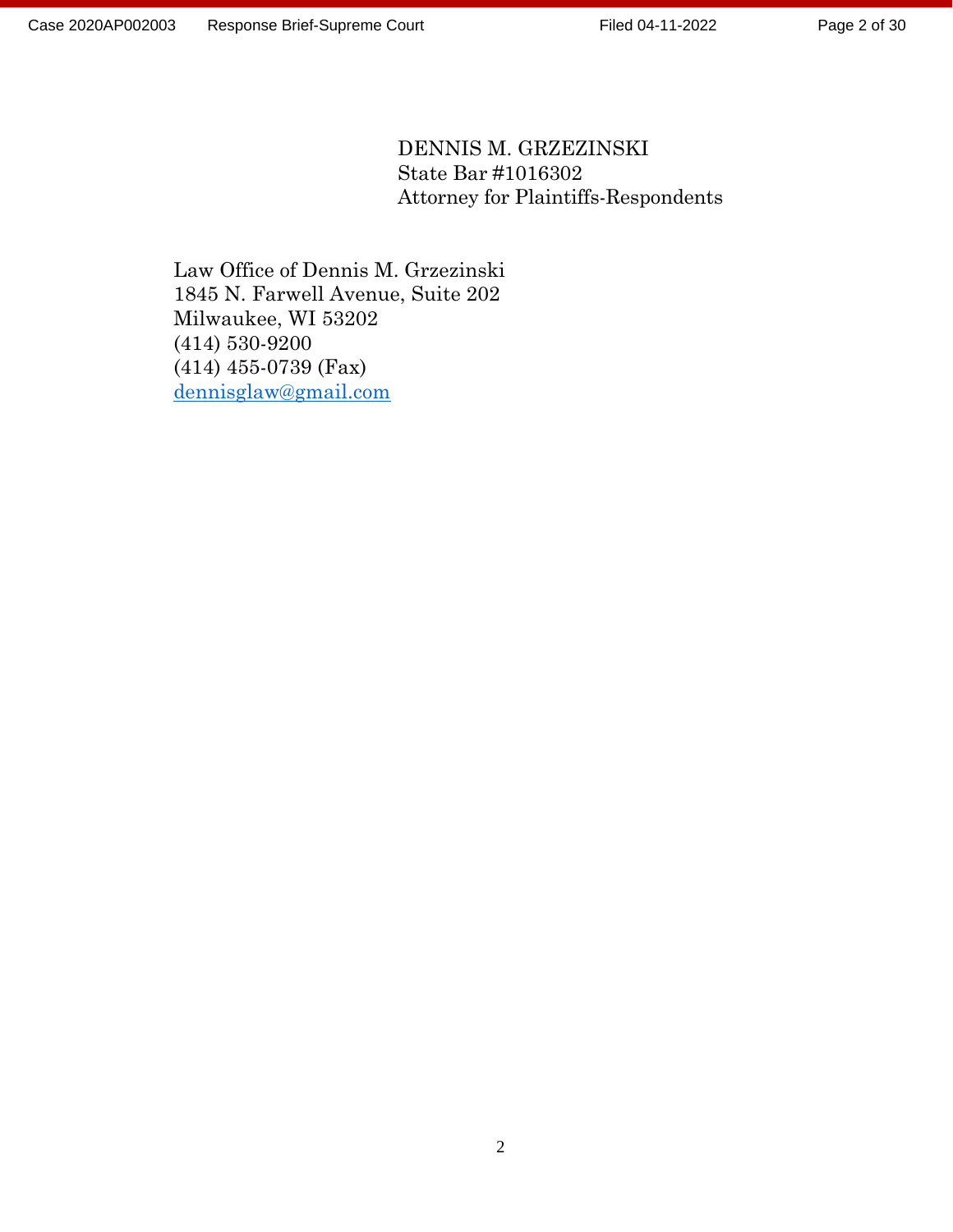DENNIS M. GRZEZINSKI
State Bar #1016302
Attorney for Plaintiffs-Respondents

Law Office of Dennis M. Grzezinski
1845 N. Farwell Avenue, Suite 202
Milwaukee, WI 53202
(414) 530-9200
(414) 455-0739 (Fax)
dennisglaw@gmail.com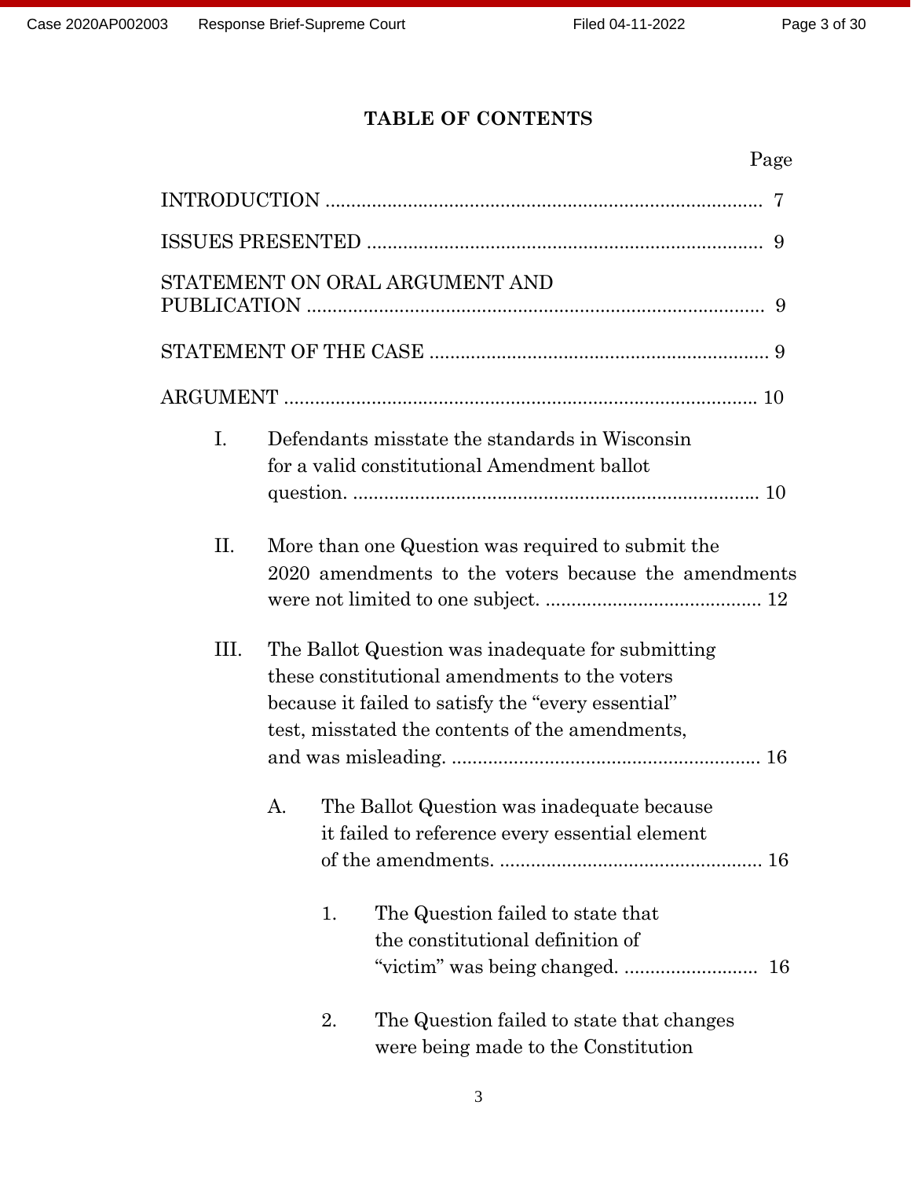## TABLE OF CONTENTS

Page

INTRODUCTION ..................................................................................... 7

ISSUES PRESENTED ............................................................................ 9

STATEMENT ON ORAL ARGUMENT AND PUBLICATION ........................................................................................ 9

STATEMENT OF THE CASE ................................................................. 9

ARGUMENT .......................................................................................... 10

I. Defendants misstate the standards in Wisconsin for a valid constitutional Amendment ballot question. ............................................................................... 10

II. More than one Question was required to submit the 2020 amendments to the voters because the amendments were not limited to one subject. .......................................... 12

III. The Ballot Question was inadequate for submitting these constitutional amendments to the voters because it failed to satisfy the "every essential" test, misstated the contents of the amendments, and was misleading. ........................................................... 16

A. The Ballot Question was inadequate because it failed to reference every essential element of the amendments. ................................................... 16

1. The Question failed to state that the constitutional definition of "victim" was being changed. .......................... 16

2. The Question failed to state that changes were being made to the Constitution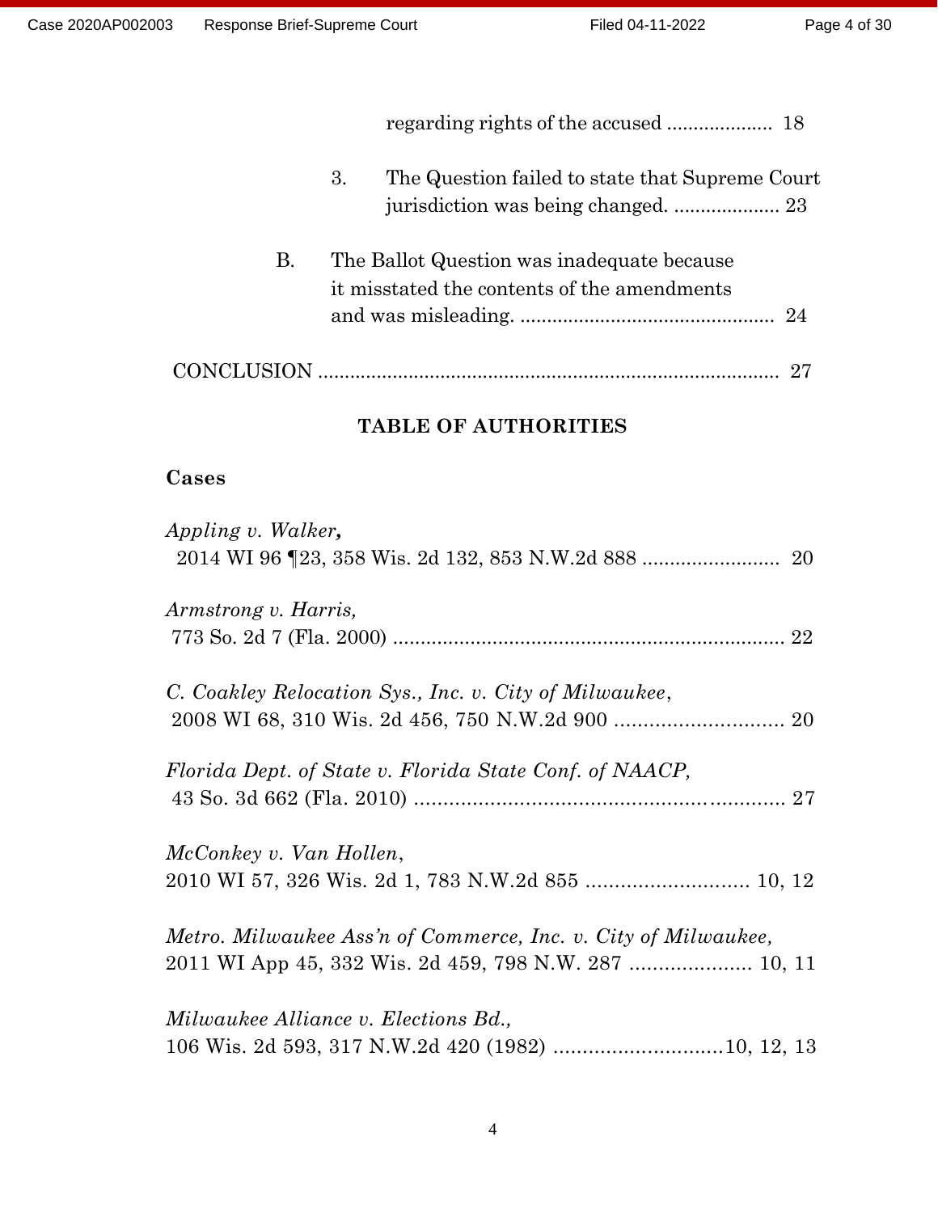regarding rights of the accused .................... 18

3. The Question failed to state that Supreme Court jurisdiction was being changed. .................... 23

B. The Ballot Question was inadequate because it misstated the contents of the amendments and was misleading. ................................................ 24

CONCLUSION ...................................................................................... 27

## TABLE OF AUTHORITIES

### Cases

*Appling v. Walker,*
2014 WI 96 ¶23, 358 Wis. 2d 132, 853 N.W.2d 888 ......................... 20

*Armstrong v. Harris,*
773 So. 2d 7 (Fla. 2000) ....................................................................... 22

*C. Coakley Relocation Sys., Inc. v. City of Milwaukee*,
2008 WI 68, 310 Wis. 2d 456, 750 N.W.2d 900 ............................. 20

*Florida Dept. of State v. Florida State Conf. of NAACP,*
43 So. 3d 662 (Fla. 2010) ................................................................. 27

*McConkey v. Van Hollen*,
2010 WI 57, 326 Wis. 2d 1, 783 N.W.2d 855 ............................ 10, 12

*Metro. Milwaukee Ass'n of Commerce, Inc. v. City of Milwaukee,*
2011 WI App 45, 332 Wis. 2d 459, 798 N.W. 287 ..................... 10, 11

*Milwaukee Alliance v. Elections Bd.,*
106 Wis. 2d 593, 317 N.W.2d 420 (1982) .............................10, 12, 13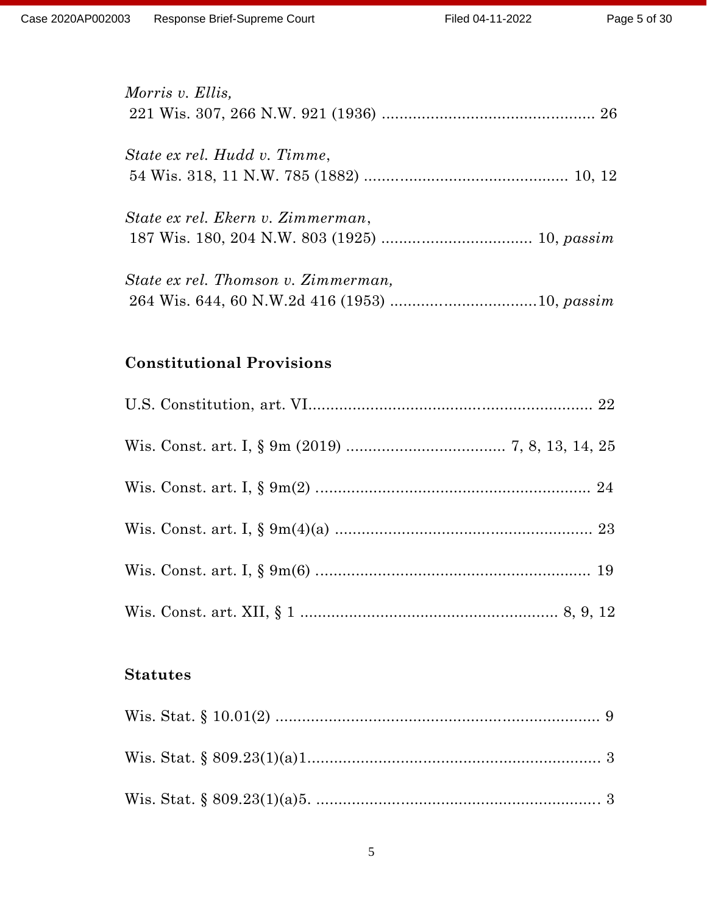*Morris v. Ellis,*
221 Wis. 307, 266 N.W. 921 (1936) ................................................ 26

*State ex rel. Hudd v. Timme*,
54 Wis. 318, 11 N.W. 785 (1882) .............................................. 10, 12

*State ex rel. Ekern v. Zimmerman*,
187 Wis. 180, 204 N.W. 803 (1925) .................................. 10, *passim*

*State ex rel. Thomson v. Zimmerman,*
264 Wis. 644, 60 N.W.2d 416 (1953) .................................10, *passim*

**Constitutional Provisions**

U.S. Constitution, art. VI................................................................ 22

Wis. Const. art. I, § 9m (2019) .................................... 7, 8, 13, 14, 25

Wis. Const. art. I, § 9m(2) .............................................................. 24

Wis. Const. art. I, § 9m(4)(a) .......................................................... 23

Wis. Const. art. I, § 9m(6) .............................................................. 19

Wis. Const. art. XII, § 1 .......................................................... 8, 9, 12

**Statutes**

Wis. Stat. § 10.01(2) .......................................................................... 9

Wis. Stat. § 809.23(1)(a)1.................................................................. 3

Wis. Stat. § 809.23(1)(a)5. ................................................................ 3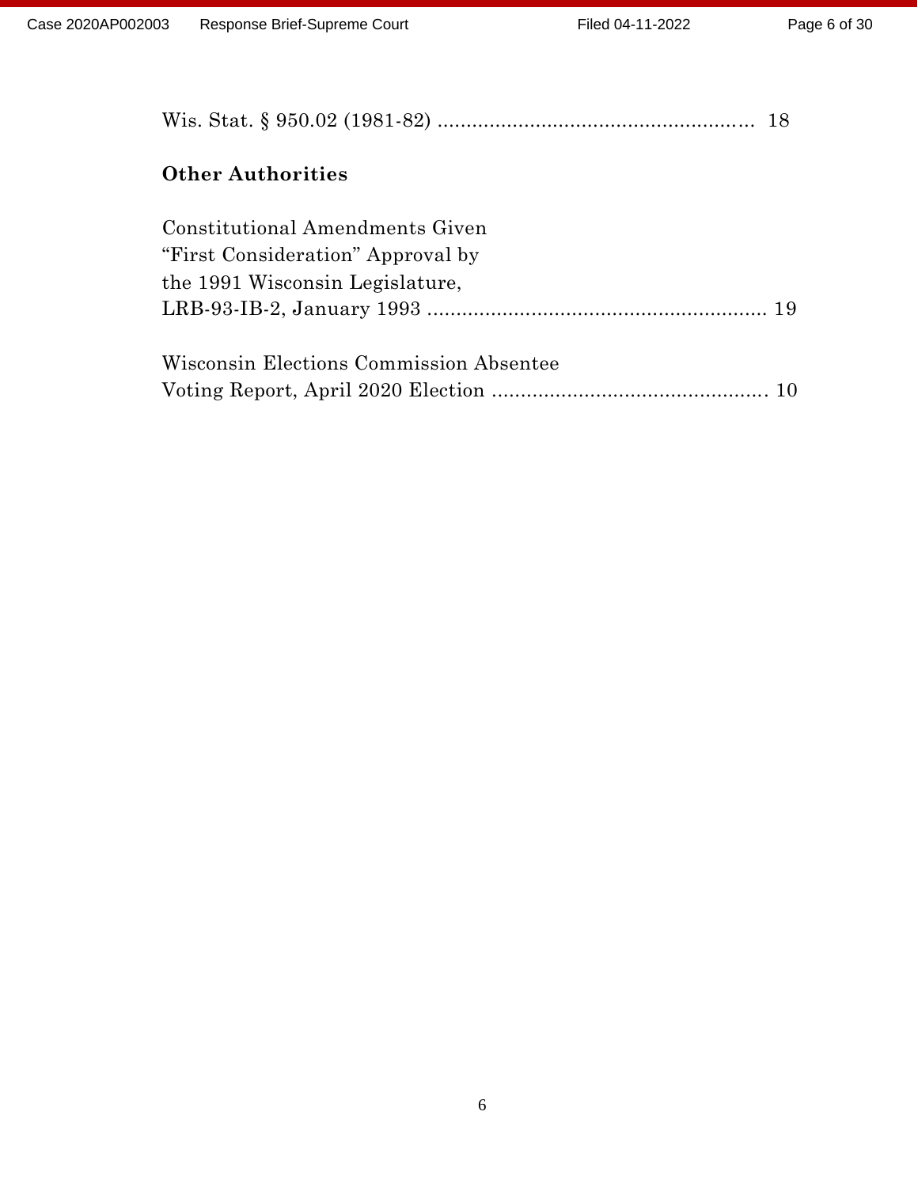Wis. Stat. § 950.02 (1981-82) ....................................................... 18

**Other Authorities**

Constitutional Amendments Given
“First Consideration” Approval by
the 1991 Wisconsin Legislature,
LRB-93-IB-2, January 1993 ........................................................... 19

Wisconsin Elections Commission Absentee
Voting Report, April 2020 Election ................................................ 10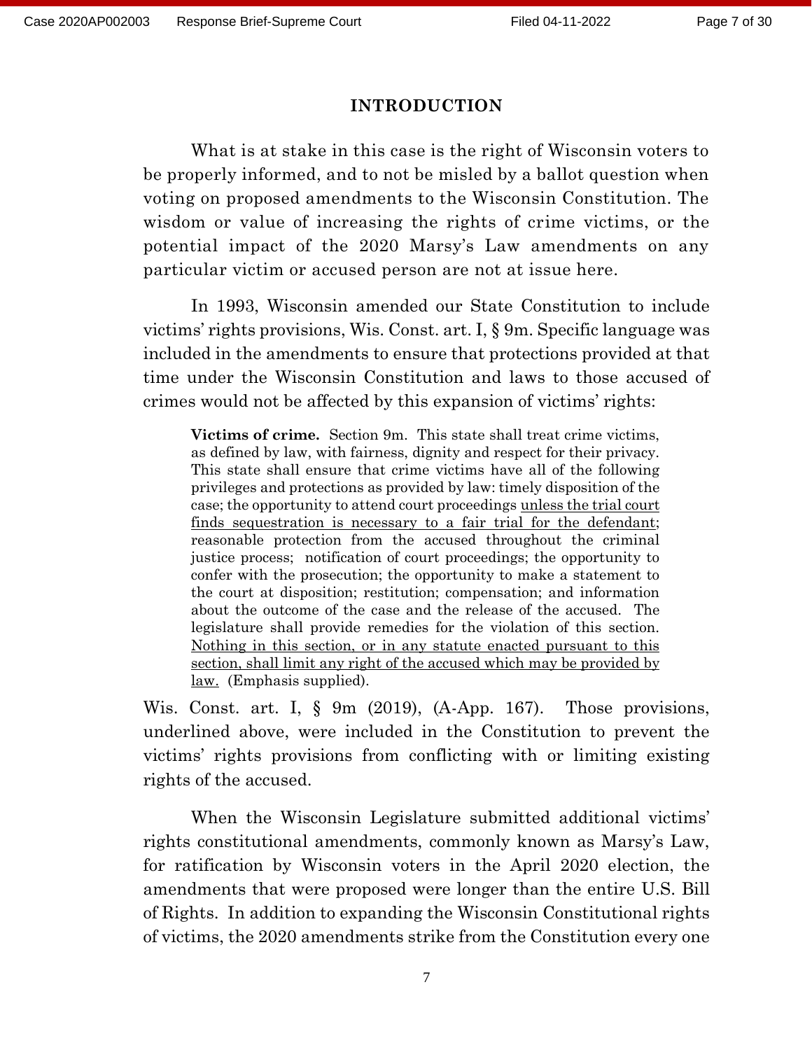## INTRODUCTION

What is at stake in this case is the right of Wisconsin voters to be properly informed, and to not be misled by a ballot question when voting on proposed amendments to the Wisconsin Constitution. The wisdom or value of increasing the rights of crime victims, or the potential impact of the 2020 Marsy's Law amendments on any particular victim or accused person are not at issue here.

In 1993, Wisconsin amended our State Constitution to include victims' rights provisions, Wis. Const. art. I, § 9m. Specific language was included in the amendments to ensure that protections provided at that time under the Wisconsin Constitution and laws to those accused of crimes would not be affected by this expansion of victims' rights:

> **Victims of crime.** Section 9m. This state shall treat crime victims, as defined by law, with fairness, dignity and respect for their privacy. This state shall ensure that crime victims have all of the following privileges and protections as provided by law: timely disposition of the case; the opportunity to attend court proceedings <u>unless the trial court finds sequestration is necessary to a fair trial for the defendant</u>; reasonable protection from the accused throughout the criminal justice process; notification of court proceedings; the opportunity to confer with the prosecution; the opportunity to make a statement to the court at disposition; restitution; compensation; and information about the outcome of the case and the release of the accused. The legislature shall provide remedies for the violation of this section. <u>Nothing in this section, or in any statute enacted pursuant to this section, shall limit any right of the accused which may be provided by law.</u> (Emphasis supplied).

Wis. Const. art. I, § 9m (2019), (A-App. 167). Those provisions, underlined above, were included in the Constitution to prevent the victims' rights provisions from conflicting with or limiting existing rights of the accused.

When the Wisconsin Legislature submitted additional victims' rights constitutional amendments, commonly known as Marsy's Law, for ratification by Wisconsin voters in the April 2020 election, the amendments that were proposed were longer than the entire U.S. Bill of Rights. In addition to expanding the Wisconsin Constitutional rights of victims, the 2020 amendments strike from the Constitution every one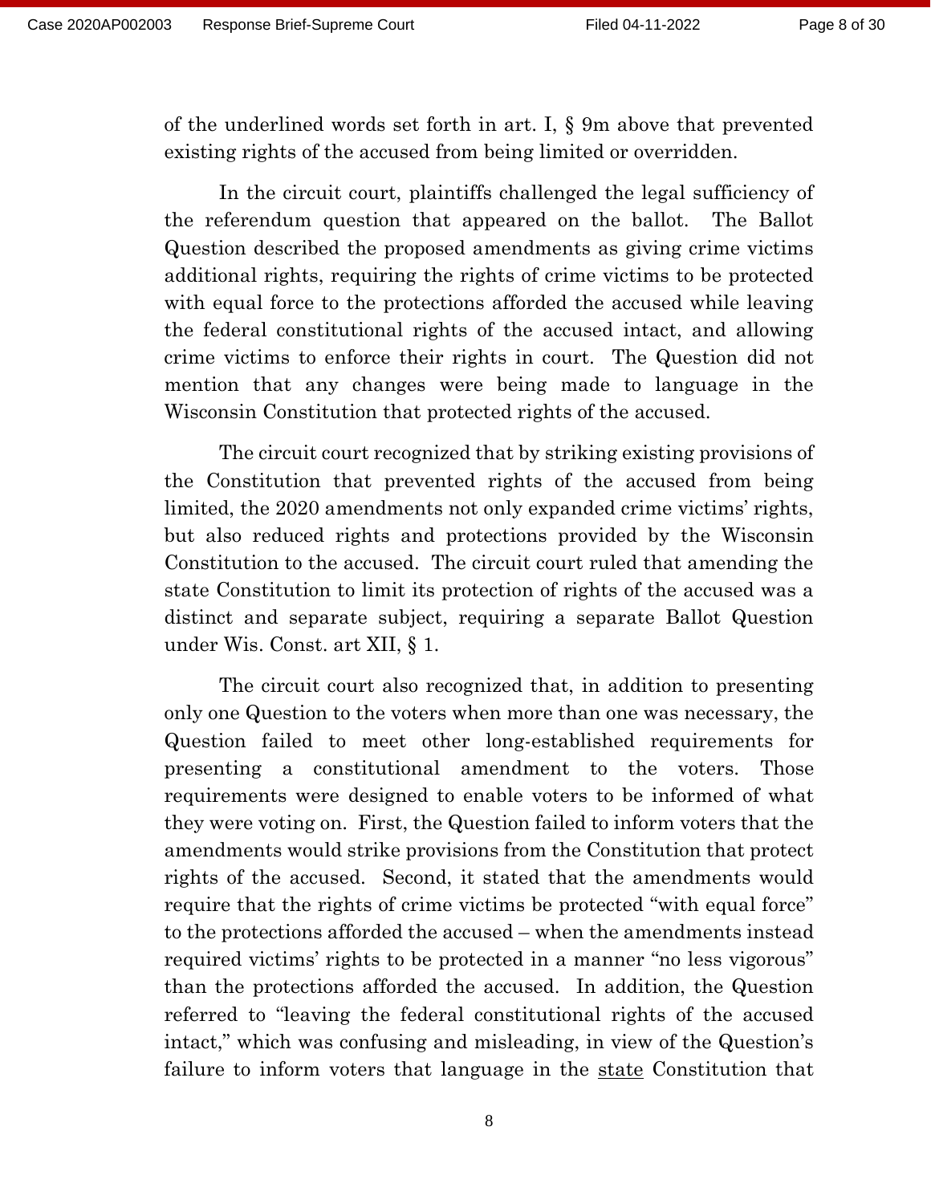of the underlined words set forth in art. I, § 9m above that prevented existing rights of the accused from being limited or overridden.

In the circuit court, plaintiffs challenged the legal sufficiency of the referendum question that appeared on the ballot. The Ballot Question described the proposed amendments as giving crime victims additional rights, requiring the rights of crime victims to be protected with equal force to the protections afforded the accused while leaving the federal constitutional rights of the accused intact, and allowing crime victims to enforce their rights in court. The Question did not mention that any changes were being made to language in the Wisconsin Constitution that protected rights of the accused.

The circuit court recognized that by striking existing provisions of the Constitution that prevented rights of the accused from being limited, the 2020 amendments not only expanded crime victims' rights, but also reduced rights and protections provided by the Wisconsin Constitution to the accused. The circuit court ruled that amending the state Constitution to limit its protection of rights of the accused was a distinct and separate subject, requiring a separate Ballot Question under Wis. Const. art XII, § 1.

The circuit court also recognized that, in addition to presenting only one Question to the voters when more than one was necessary, the Question failed to meet other long-established requirements for presenting a constitutional amendment to the voters. Those requirements were designed to enable voters to be informed of what they were voting on. First, the Question failed to inform voters that the amendments would strike provisions from the Constitution that protect rights of the accused. Second, it stated that the amendments would require that the rights of crime victims be protected "with equal force" to the protections afforded the accused – when the amendments instead required victims' rights to be protected in a manner "no less vigorous" than the protections afforded the accused. In addition, the Question referred to "leaving the federal constitutional rights of the accused intact," which was confusing and misleading, in view of the Question's failure to inform voters that language in the <u>state</u> Constitution that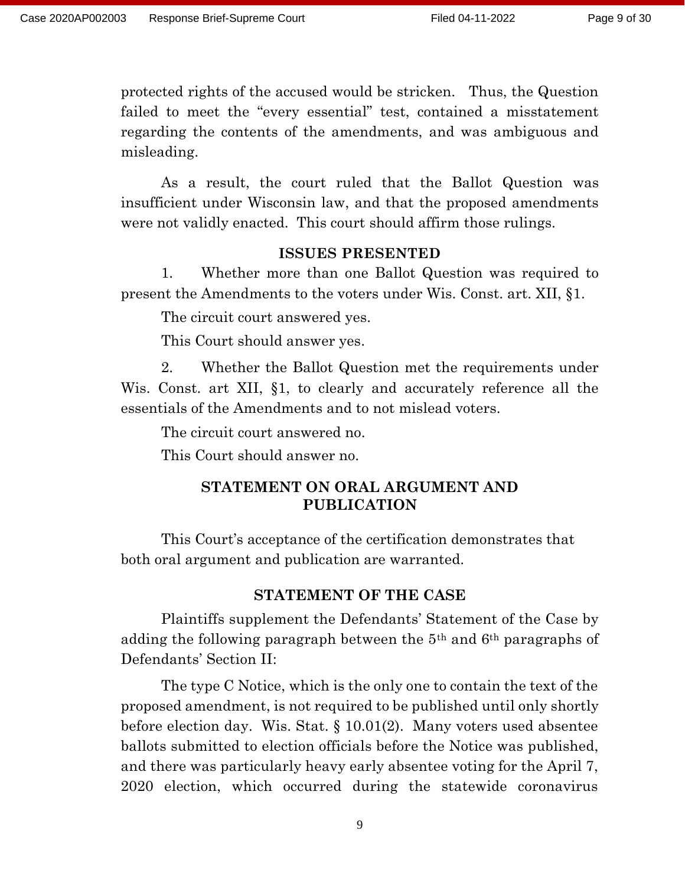protected rights of the accused would be stricken. Thus, the Question failed to meet the "every essential" test, contained a misstatement regarding the contents of the amendments, and was ambiguous and misleading.

As a result, the court ruled that the Ballot Question was insufficient under Wisconsin law, and that the proposed amendments were not validly enacted. This court should affirm those rulings.

## ISSUES PRESENTED

1. Whether more than one Ballot Question was required to present the Amendments to the voters under Wis. Const. art. XII, §1.

The circuit court answered yes.

This Court should answer yes.

2. Whether the Ballot Question met the requirements under Wis. Const. art XII, §1, to clearly and accurately reference all the essentials of the Amendments and to not mislead voters.

The circuit court answered no.

This Court should answer no.

## STATEMENT ON ORAL ARGUMENT AND PUBLICATION

This Court's acceptance of the certification demonstrates that both oral argument and publication are warranted.

## STATEMENT OF THE CASE

Plaintiffs supplement the Defendants' Statement of the Case by adding the following paragraph between the 5th and 6th paragraphs of Defendants' Section II:

The type C Notice, which is the only one to contain the text of the proposed amendment, is not required to be published until only shortly before election day. Wis. Stat. § 10.01(2). Many voters used absentee ballots submitted to election officials before the Notice was published, and there was particularly heavy early absentee voting for the April 7, 2020 election, which occurred during the statewide coronavirus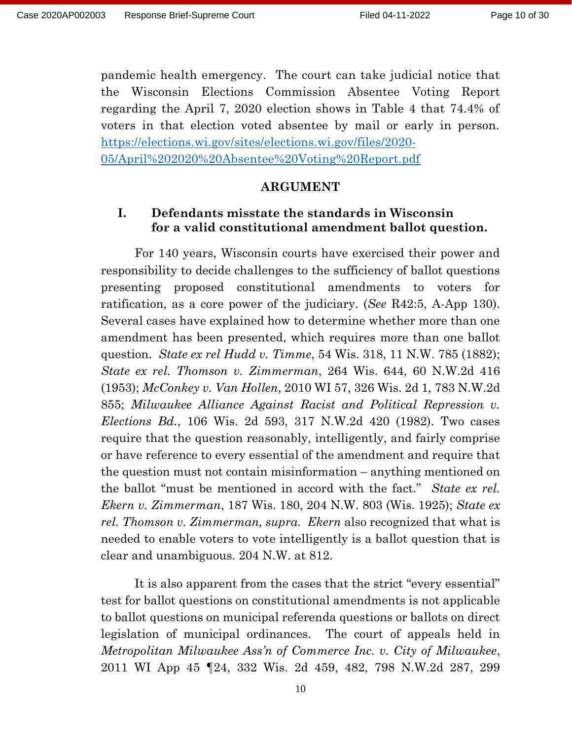pandemic health emergency. The court can take judicial notice that the Wisconsin Elections Commission Absentee Voting Report regarding the April 7, 2020 election shows in Table 4 that 74.4% of voters in that election voted absentee by mail or early in person. [https://elections.wi.gov/sites/elections.wi.gov/files/2020-05/April%202020%20Absentee%20Voting%20Report.pdf](https://elections.wi.gov/sites/elections.wi.gov/files/2020-05/April%202020%20Absentee%20Voting%20Report.pdf)

## ARGUMENT

### I. Defendants misstate the standards in Wisconsin for a valid constitutional amendment ballot question.

For 140 years, Wisconsin courts have exercised their power and responsibility to decide challenges to the sufficiency of ballot questions presenting proposed constitutional amendments to voters for ratification, as a core power of the judiciary. (*See* R42:5, A-App 130). Several cases have explained how to determine whether more than one amendment has been presented, which requires more than one ballot question. *State ex rel Hudd v. Timme*, 54 Wis. 318, 11 N.W. 785 (1882); *State ex rel. Thomson v. Zimmerman*, 264 Wis. 644, 60 N.W.2d 416 (1953); *McConkey v. Van Hollen*, 2010 WI 57, 326 Wis. 2d 1, 783 N.W.2d 855; *Milwaukee Alliance Against Racist and Political Repression v. Elections Bd.*, 106 Wis. 2d 593, 317 N.W.2d 420 (1982). Two cases require that the question reasonably, intelligently, and fairly comprise or have reference to every essential of the amendment and require that the question must not contain misinformation – anything mentioned on the ballot "must be mentioned in accord with the fact." *State ex rel. Ekern v. Zimmerman*, 187 Wis. 180, 204 N.W. 803 (Wis. 1925); *State ex rel. Thomson v. Zimmerman, supra. Ekern* also recognized that what is needed to enable voters to vote intelligently is a ballot question that is clear and unambiguous. 204 N.W. at 812.

It is also apparent from the cases that the strict "every essential" test for ballot questions on constitutional amendments is not applicable to ballot questions on municipal referenda questions or ballots on direct legislation of municipal ordinances. The court of appeals held in *Metropolitan Milwaukee Ass'n of Commerce Inc. v. City of Milwaukee*, 2011 WI App 45 ¶24, 332 Wis. 2d 459, 482, 798 N.W.2d 287, 299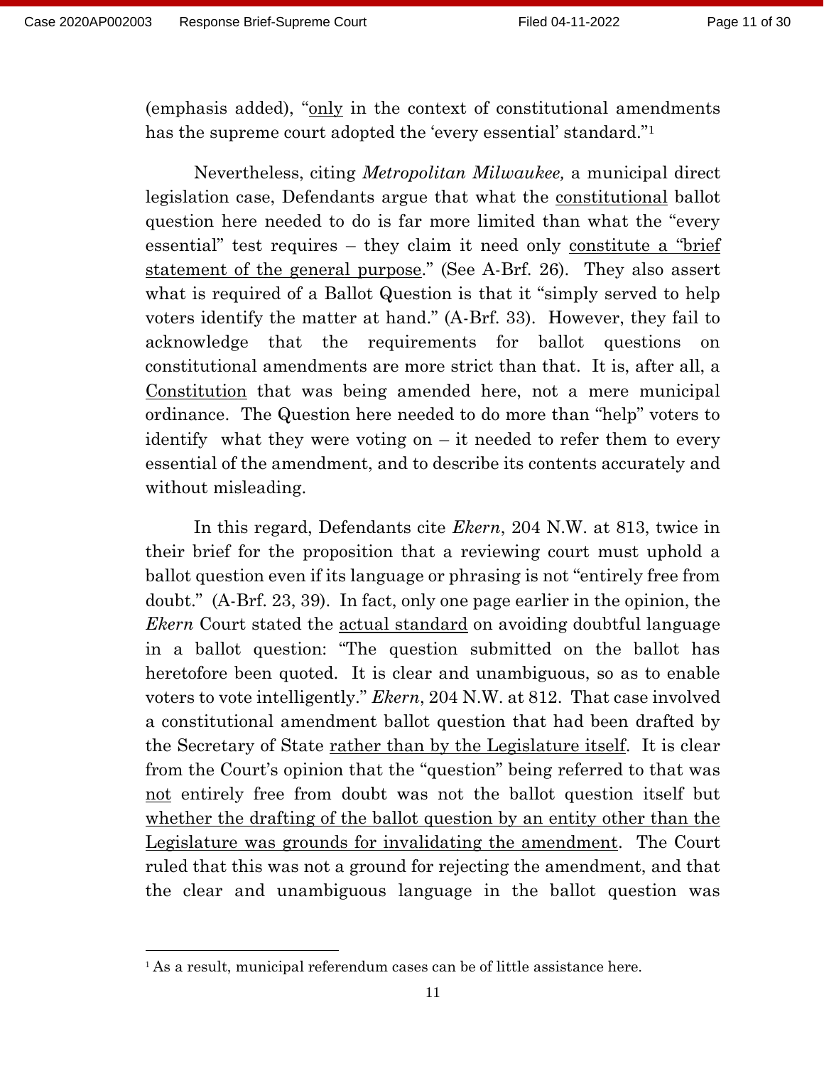(emphasis added), "<u>only</u> in the context of constitutional amendments has the supreme court adopted the 'every essential' standard."[1]

Nevertheless, citing *Metropolitan Milwaukee,* a municipal direct legislation case, Defendants argue that what the <u>constitutional</u> ballot question here needed to do is far more limited than what the "every essential" test requires – they claim it need only <u>constitute a "brief statement of the general purpose</u>." (See A-Brf. 26). They also assert what is required of a Ballot Question is that it "simply served to help voters identify the matter at hand." (A-Brf. 33). However, they fail to acknowledge that the requirements for ballot questions on constitutional amendments are more strict than that. It is, after all, a <u>Constitution</u> that was being amended here, not a mere municipal ordinance. The Question here needed to do more than "help" voters to identify what they were voting on – it needed to refer them to every essential of the amendment, and to describe its contents accurately and without misleading.

In this regard, Defendants cite *Ekern*, 204 N.W. at 813, twice in their brief for the proposition that a reviewing court must uphold a ballot question even if its language or phrasing is not "entirely free from doubt." (A-Brf. 23, 39). In fact, only one page earlier in the opinion, the *Ekern* Court stated the <u>actual standard</u> on avoiding doubtful language in a ballot question: "The question submitted on the ballot has heretofore been quoted. It is clear and unambiguous, so as to enable voters to vote intelligently." *Ekern*, 204 N.W. at 812. That case involved a constitutional amendment ballot question that had been drafted by the Secretary of State <u>rather than by the Legislature itself</u>. It is clear from the Court's opinion that the "question" being referred to that was <u>not</u> entirely free from doubt was not the ballot question itself but <u>whether the drafting of the ballot question by an entity other than the Legislature was grounds for invalidating the amendment</u>. The Court ruled that this was not a ground for rejecting the amendment, and that the clear and unambiguous language in the ballot question was

---

[1] As a result, municipal referendum cases can be of little assistance here.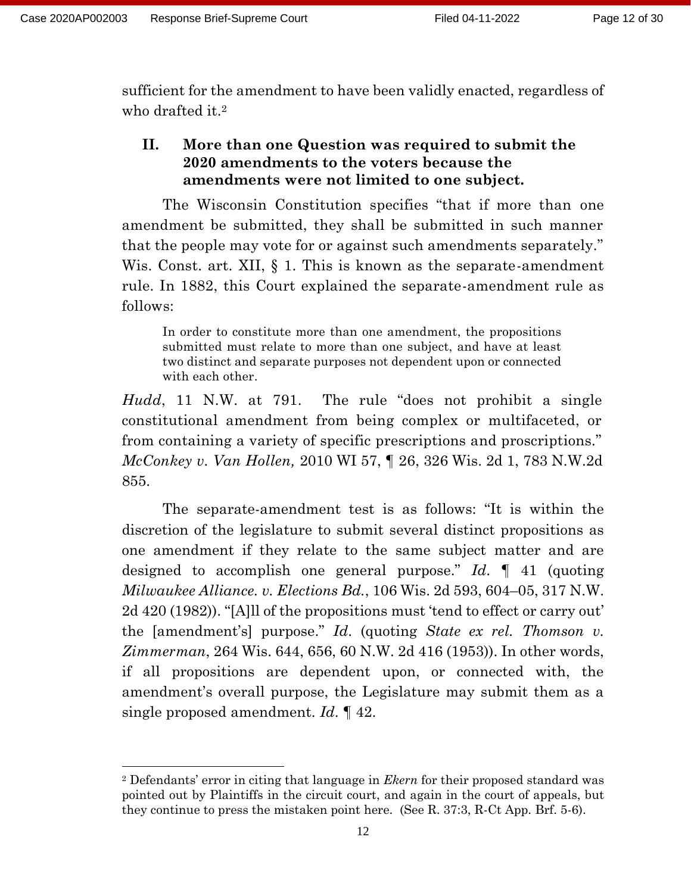sufficient for the amendment to have been validly enacted, regardless of who drafted it.[2]

## II. More than one Question was required to submit the 2020 amendments to the voters because the amendments were not limited to one subject.

The Wisconsin Constitution specifies "that if more than one amendment be submitted, they shall be submitted in such manner that the people may vote for or against such amendments separately." Wis. Const. art. XII, § 1. This is known as the separate-amendment rule. In 1882, this Court explained the separate-amendment rule as follows:

> In order to constitute more than one amendment, the propositions submitted must relate to more than one subject, and have at least two distinct and separate purposes not dependent upon or connected with each other.

*Hudd*, 11 N.W. at 791. The rule "does not prohibit a single constitutional amendment from being complex or multifaceted, or from containing a variety of specific prescriptions and proscriptions." *McConkey v. Van Hollen,* 2010 WI 57, ¶ 26, 326 Wis. 2d 1, 783 N.W.2d 855.

The separate-amendment test is as follows: "It is within the discretion of the legislature to submit several distinct propositions as one amendment if they relate to the same subject matter and are designed to accomplish one general purpose." *Id.* ¶ 41 (quoting *Milwaukee Alliance. v. Elections Bd.*, 106 Wis. 2d 593, 604–05, 317 N.W. 2d 420 (1982)). "[A]ll of the propositions must 'tend to effect or carry out' the [amendment's] purpose." *Id.* (quoting *State ex rel. Thomson v. Zimmerman*, 264 Wis. 644, 656, 60 N.W. 2d 416 (1953)). In other words, if all propositions are dependent upon, or connected with, the amendment's overall purpose, the Legislature may submit them as a single proposed amendment. *Id.* ¶ 42.

---

[2] Defendants' error in citing that language in *Ekern* for their proposed standard was pointed out by Plaintiffs in the circuit court, and again in the court of appeals, but they continue to press the mistaken point here. (See R. 37:3, R-Ct App. Brf. 5-6).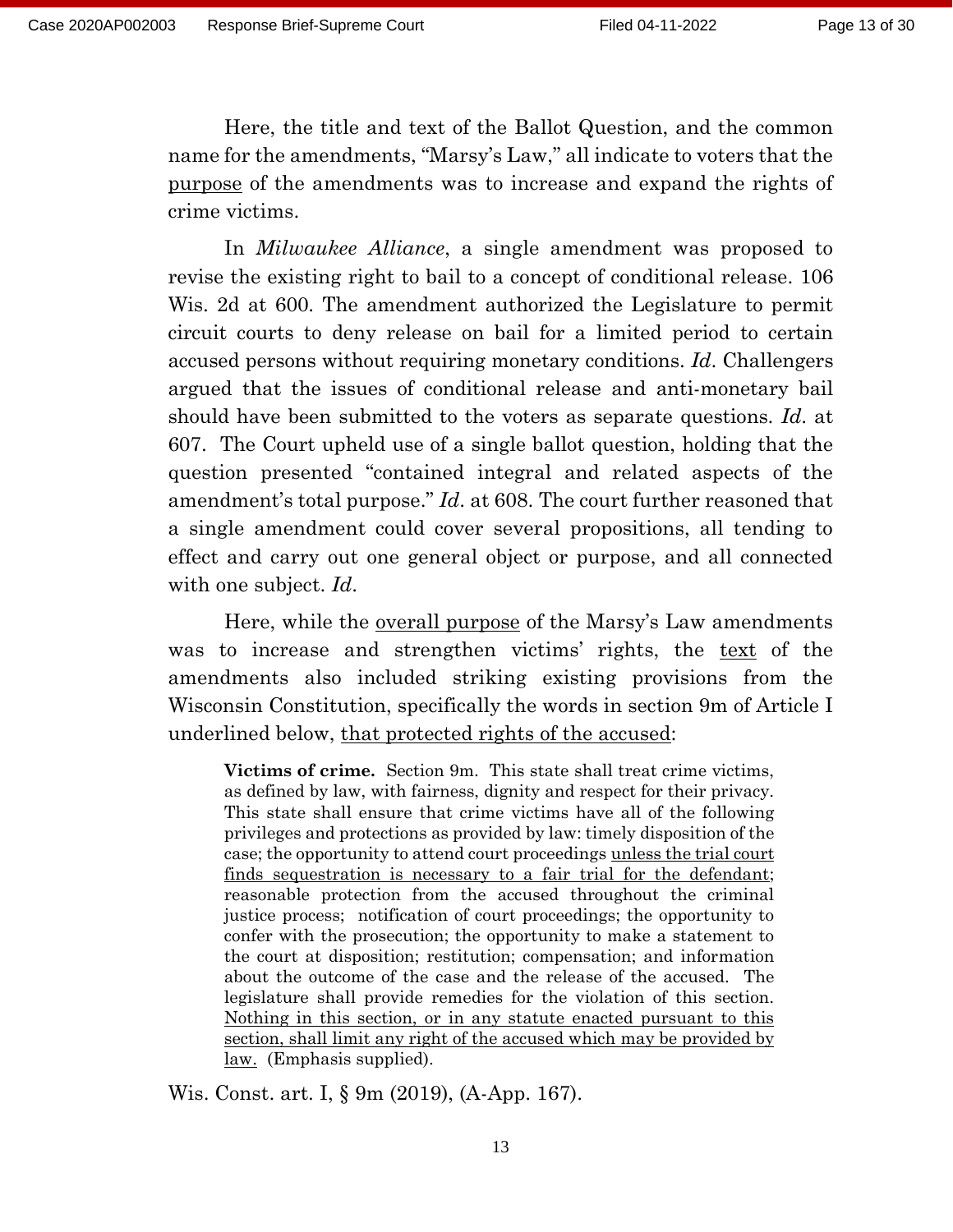Here, the title and text of the Ballot Question, and the common name for the amendments, "Marsy's Law," all indicate to voters that the <u>purpose</u> of the amendments was to increase and expand the rights of crime victims.

In *Milwaukee Alliance*, a single amendment was proposed to revise the existing right to bail to a concept of conditional release. 106 Wis. 2d at 600. The amendment authorized the Legislature to permit circuit courts to deny release on bail for a limited period to certain accused persons without requiring monetary conditions. *Id*. Challengers argued that the issues of conditional release and anti-monetary bail should have been submitted to the voters as separate questions. *Id*. at 607. The Court upheld use of a single ballot question, holding that the question presented "contained integral and related aspects of the amendment's total purpose." *Id*. at 608. The court further reasoned that a single amendment could cover several propositions, all tending to effect and carry out one general object or purpose, and all connected with one subject. *Id*.

Here, while the <u>overall purpose</u> of the Marsy's Law amendments was to increase and strengthen victims' rights, the <u>text</u> of the amendments also included striking existing provisions from the Wisconsin Constitution, specifically the words in section 9m of Article I underlined below, <u>that protected rights of the accused</u>:

> **Victims of crime.** Section 9m. This state shall treat crime victims, as defined by law, with fairness, dignity and respect for their privacy. This state shall ensure that crime victims have all of the following privileges and protections as provided by law: timely disposition of the case; the opportunity to attend court proceedings <u>unless the trial court finds sequestration is necessary to a fair trial for the defendant</u>; reasonable protection from the accused throughout the criminal justice process; notification of court proceedings; the opportunity to confer with the prosecution; the opportunity to make a statement to the court at disposition; restitution; compensation; and information about the outcome of the case and the release of the accused. The legislature shall provide remedies for the violation of this section. <u>Nothing in this section, or in any statute enacted pursuant to this section, shall limit any right of the accused which may be provided by law.</u> (Emphasis supplied).

Wis. Const. art. I, § 9m (2019), (A-App. 167).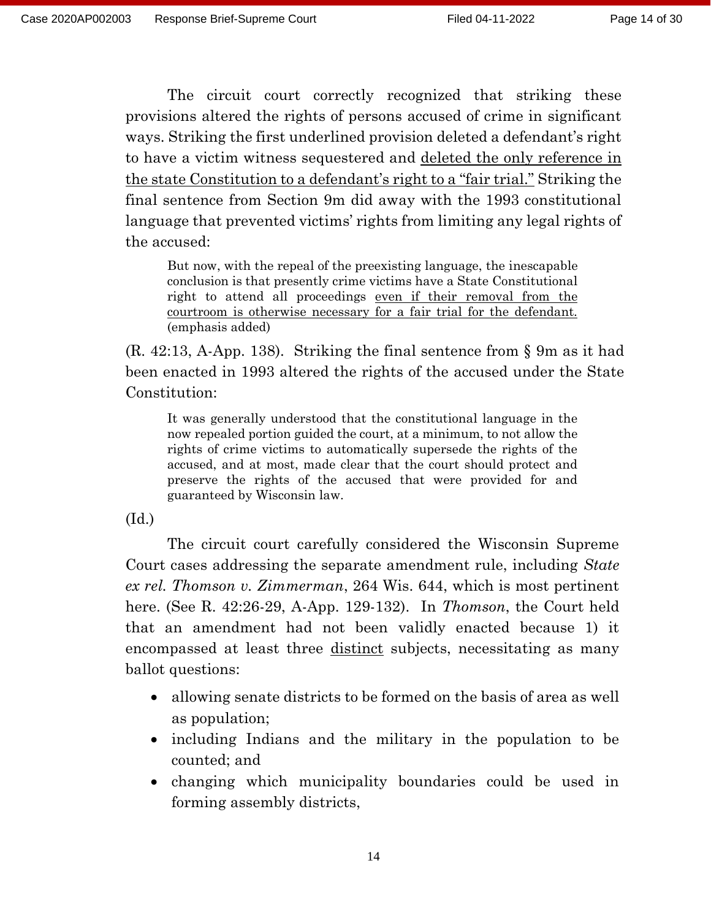The circuit court correctly recognized that striking these provisions altered the rights of persons accused of crime in significant ways. Striking the first underlined provision deleted a defendant's right to have a victim witness sequestered and <u>deleted the only reference in the state Constitution to a defendant's right to a "fair trial."</u> Striking the final sentence from Section 9m did away with the 1993 constitutional language that prevented victims' rights from limiting any legal rights of the accused:

> But now, with the repeal of the preexisting language, the inescapable conclusion is that presently crime victims have a State Constitutional right to attend all proceedings <u>even if their removal from the courtroom is otherwise necessary for a fair trial for the defendant.</u> (emphasis added)

(R. 42:13, A-App. 138). Striking the final sentence from § 9m as it had been enacted in 1993 altered the rights of the accused under the State Constitution:

> It was generally understood that the constitutional language in the now repealed portion guided the court, at a minimum, to not allow the rights of crime victims to automatically supersede the rights of the accused, and at most, made clear that the court should protect and preserve the rights of the accused that were provided for and guaranteed by Wisconsin law.

(Id.)

The circuit court carefully considered the Wisconsin Supreme Court cases addressing the separate amendment rule, including *State ex rel. Thomson v. Zimmerman*, 264 Wis. 644, which is most pertinent here. (See R. 42:26-29, A-App. 129-132). In *Thomson*, the Court held that an amendment had not been validly enacted because 1) it encompassed at least three <u>distinct</u> subjects, necessitating as many ballot questions:

- allowing senate districts to be formed on the basis of area as well as population;
- including Indians and the military in the population to be counted; and
- changing which municipality boundaries could be used in forming assembly districts,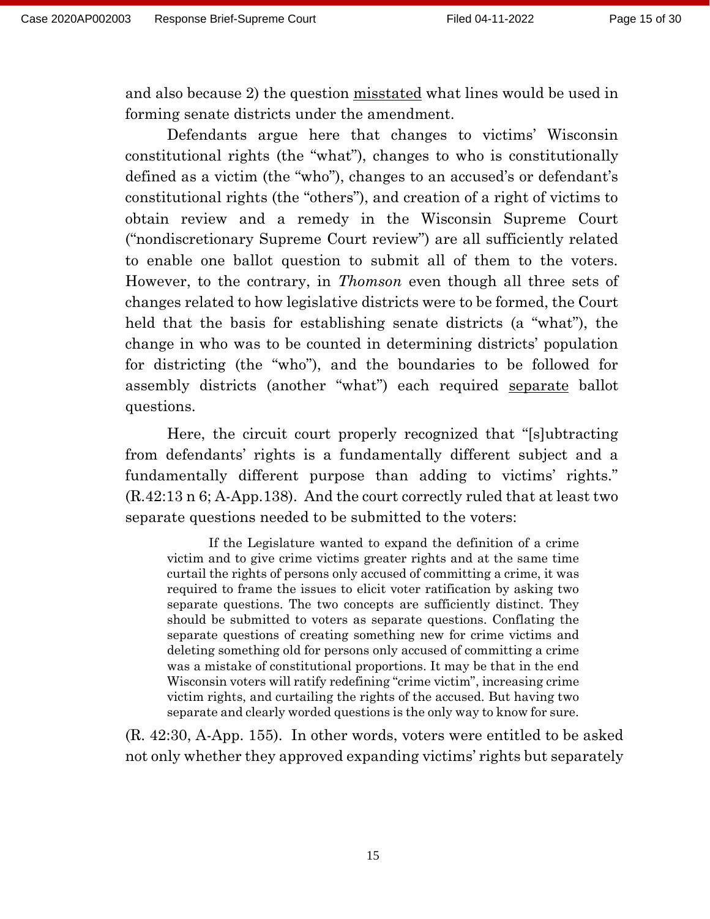and also because 2) the question misstated what lines would be used in forming senate districts under the amendment.

Defendants argue here that changes to victims' Wisconsin constitutional rights (the "what"), changes to who is constitutionally defined as a victim (the "who"), changes to an accused's or defendant's constitutional rights (the "others"), and creation of a right of victims to obtain review and a remedy in the Wisconsin Supreme Court ("nondiscretionary Supreme Court review") are all sufficiently related to enable one ballot question to submit all of them to the voters. However, to the contrary, in *Thomson* even though all three sets of changes related to how legislative districts were to be formed, the Court held that the basis for establishing senate districts (a "what"), the change in who was to be counted in determining districts' population for districting (the "who"), and the boundaries to be followed for assembly districts (another "what") each required separate ballot questions.

Here, the circuit court properly recognized that "[s]ubtracting from defendants' rights is a fundamentally different subject and a fundamentally different purpose than adding to victims' rights." (R.42:13 n 6; A-App.138). And the court correctly ruled that at least two separate questions needed to be submitted to the voters:

> If the Legislature wanted to expand the definition of a crime victim and to give crime victims greater rights and at the same time curtail the rights of persons only accused of committing a crime, it was required to frame the issues to elicit voter ratification by asking two separate questions. The two concepts are sufficiently distinct. They should be submitted to voters as separate questions. Conflating the separate questions of creating something new for crime victims and deleting something old for persons only accused of committing a crime was a mistake of constitutional proportions. It may be that in the end Wisconsin voters will ratify redefining "crime victim", increasing crime victim rights, and curtailing the rights of the accused. But having two separate and clearly worded questions is the only way to know for sure.

(R. 42:30, A-App. 155). In other words, voters were entitled to be asked not only whether they approved expanding victims' rights but separately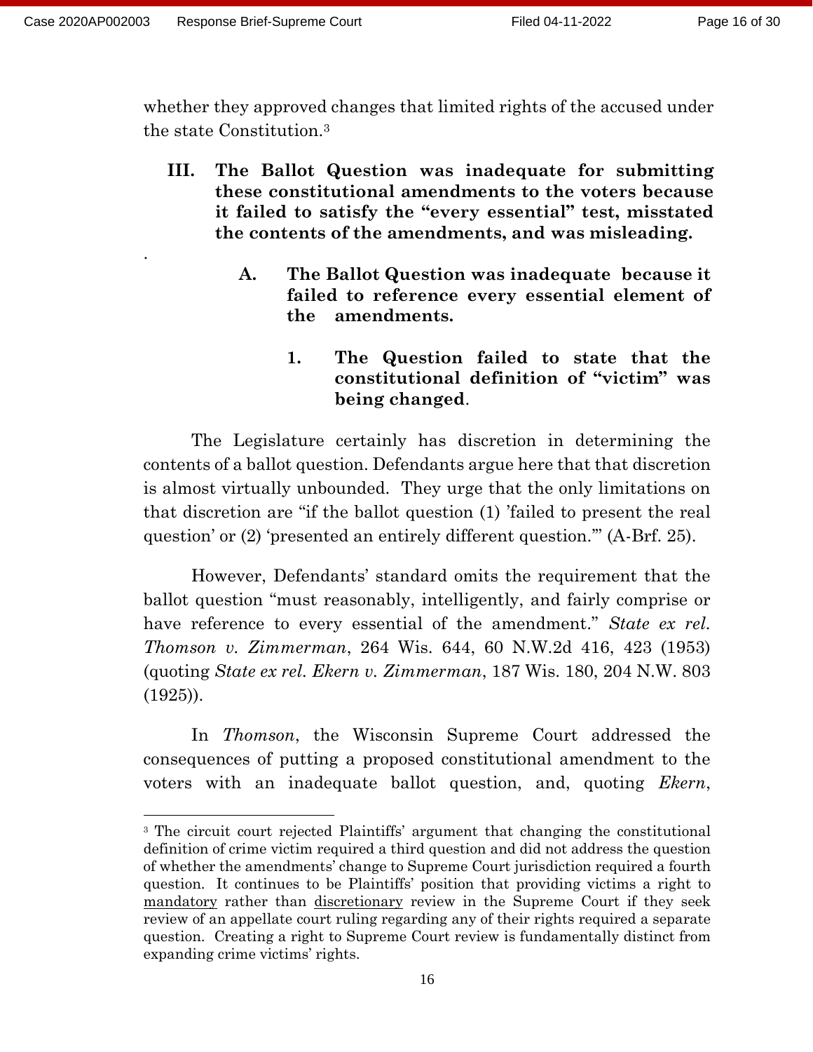whether they approved changes that limited rights of the accused under the state Constitution.[3]

## III. The Ballot Question was inadequate for submitting these constitutional amendments to the voters because it failed to satisfy the "every essential" test, misstated the contents of the amendments, and was misleading.

### A. The Ballot Question was inadequate because it failed to reference every essential element of the amendments.

#### 1. The Question failed to state that the constitutional definition of "victim" was being changed.

The Legislature certainly has discretion in determining the contents of a ballot question. Defendants argue here that that discretion is almost virtually unbounded. They urge that the only limitations on that discretion are "if the ballot question (1) 'failed to present the real question' or (2) 'presented an entirely different question.'" (A-Brf. 25).

However, Defendants' standard omits the requirement that the ballot question "must reasonably, intelligently, and fairly comprise or have reference to every essential of the amendment." *State ex rel. Thomson v. Zimmerman*, 264 Wis. 644, 60 N.W.2d 416, 423 (1953) (quoting *State ex rel. Ekern v. Zimmerman*, 187 Wis. 180, 204 N.W. 803 (1925)).

In *Thomson*, the Wisconsin Supreme Court addressed the consequences of putting a proposed constitutional amendment to the voters with an inadequate ballot question, and, quoting *Ekern*,

---

[3] The circuit court rejected Plaintiffs' argument that changing the constitutional definition of crime victim required a third question and did not address the question of whether the amendments' change to Supreme Court jurisdiction required a fourth question. It continues to be Plaintiffs' position that providing victims a right to <u>mandatory</u> rather than <u>discretionary</u> review in the Supreme Court if they seek review of an appellate court ruling regarding any of their rights required a separate question. Creating a right to Supreme Court review is fundamentally distinct from expanding crime victims' rights.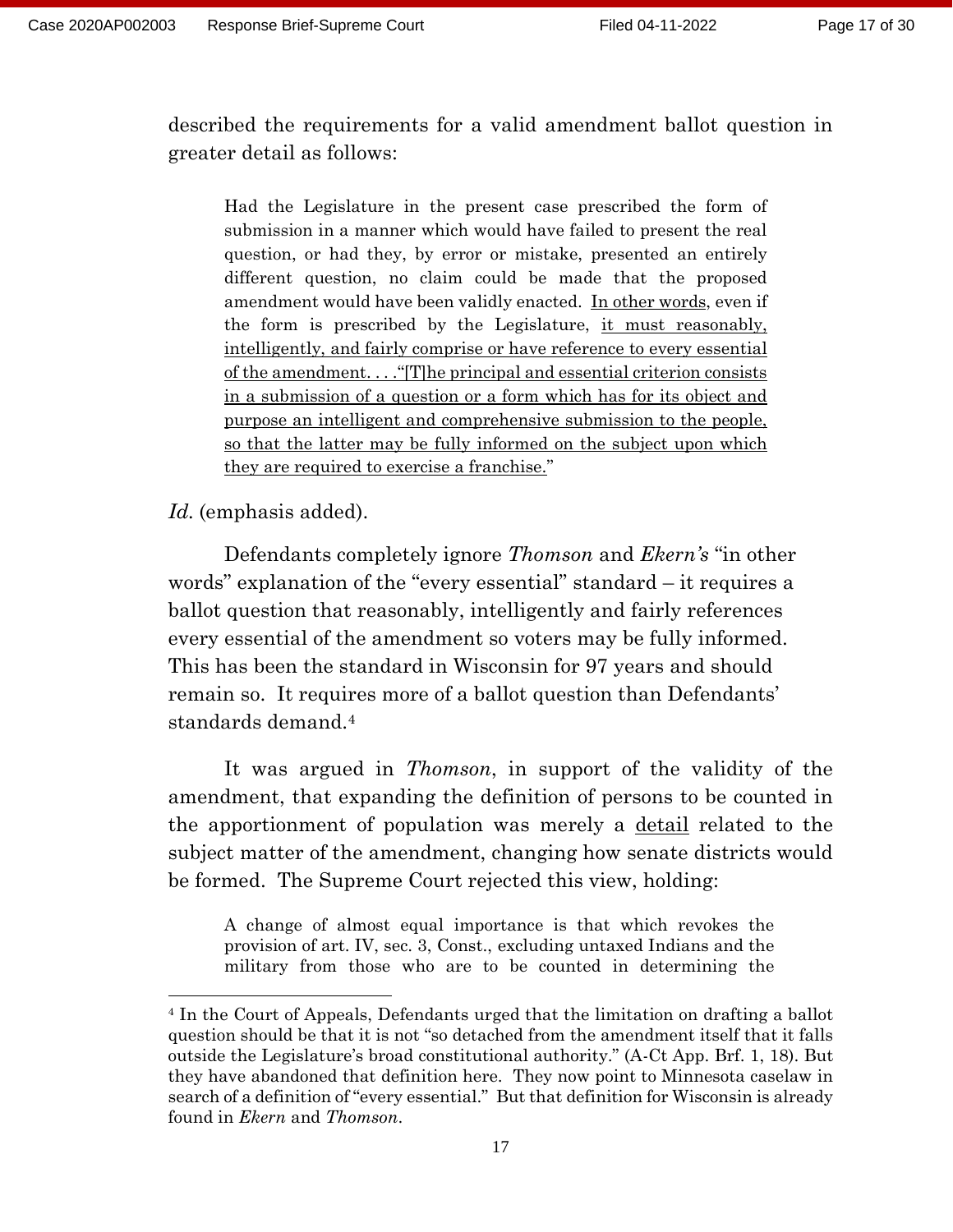described the requirements for a valid amendment ballot question in greater detail as follows:

> Had the Legislature in the present case prescribed the form of submission in a manner which would have failed to present the real question, or had they, by error or mistake, presented an entirely different question, no claim could be made that the proposed amendment would have been validly enacted. <u>In other words</u>, even if the form is prescribed by the Legislature, <u>it must reasonably, intelligently, and fairly comprise or have reference to every essential of the amendment. . . ."[T]he principal and essential criterion consists in a submission of a question or a form which has for its object and purpose an intelligent and comprehensive submission to the people, so that the latter may be fully informed on the subject upon which they are required to exercise a franchise.</u>"

*Id.* (emphasis added).

Defendants completely ignore *Thomson* and *Ekern's* "in other words" explanation of the "every essential" standard – it requires a ballot question that reasonably, intelligently and fairly references every essential of the amendment so voters may be fully informed. This has been the standard in Wisconsin for 97 years and should remain so. It requires more of a ballot question than Defendants' standards demand.[4]

It was argued in *Thomson*, in support of the validity of the amendment, that expanding the definition of persons to be counted in the apportionment of population was merely a <u>detail</u> related to the subject matter of the amendment, changing how senate districts would be formed. The Supreme Court rejected this view, holding:

> A change of almost equal importance is that which revokes the provision of art. IV, sec. 3, Const., excluding untaxed Indians and the military from those who are to be counted in determining the

---

[4] In the Court of Appeals, Defendants urged that the limitation on drafting a ballot question should be that it is not "so detached from the amendment itself that it falls outside the Legislature's broad constitutional authority." (A-Ct App. Brf. 1, 18). But they have abandoned that definition here. They now point to Minnesota caselaw in search of a definition of "every essential." But that definition for Wisconsin is already found in *Ekern* and *Thomson*.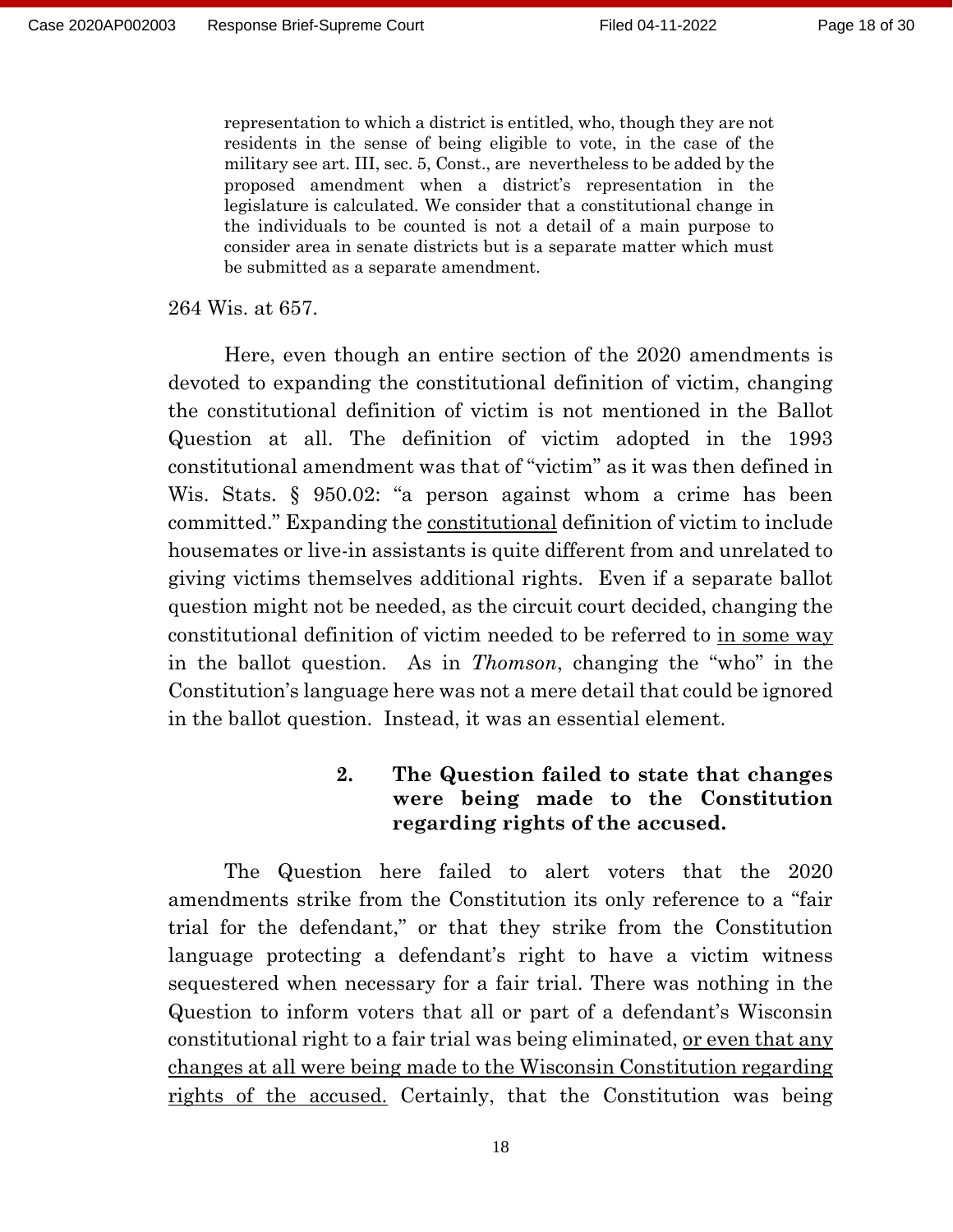> representation to which a district is entitled, who, though they are not residents in the sense of being eligible to vote, in the case of the military see art. III, sec. 5, Const., are nevertheless to be added by the proposed amendment when a district's representation in the legislature is calculated. We consider that a constitutional change in the individuals to be counted is not a detail of a main purpose to consider area in senate districts but is a separate matter which must be submitted as a separate amendment.

264 Wis. at 657.

Here, even though an entire section of the 2020 amendments is devoted to expanding the constitutional definition of victim, changing the constitutional definition of victim is not mentioned in the Ballot Question at all. The definition of victim adopted in the 1993 constitutional amendment was that of "victim" as it was then defined in Wis. Stats. § 950.02: "a person against whom a crime has been committed." Expanding the <u>constitutional</u> definition of victim to include housemates or live-in assistants is quite different from and unrelated to giving victims themselves additional rights. Even if a separate ballot question might not be needed, as the circuit court decided, changing the constitutional definition of victim needed to be referred to <u>in some way</u> in the ballot question. As in *Thomson*, changing the "who" in the Constitution's language here was not a mere detail that could be ignored in the ballot question. Instead, it was an essential element.

#### 2. The Question failed to state that changes were being made to the Constitution regarding rights of the accused.

The Question here failed to alert voters that the 2020 amendments strike from the Constitution its only reference to a "fair trial for the defendant," or that they strike from the Constitution language protecting a defendant's right to have a victim witness sequestered when necessary for a fair trial. There was nothing in the Question to inform voters that all or part of a defendant's Wisconsin constitutional right to a fair trial was being eliminated, <u>or even that any changes at all were being made to the Wisconsin Constitution regarding rights of the accused.</u> Certainly, that the Constitution was being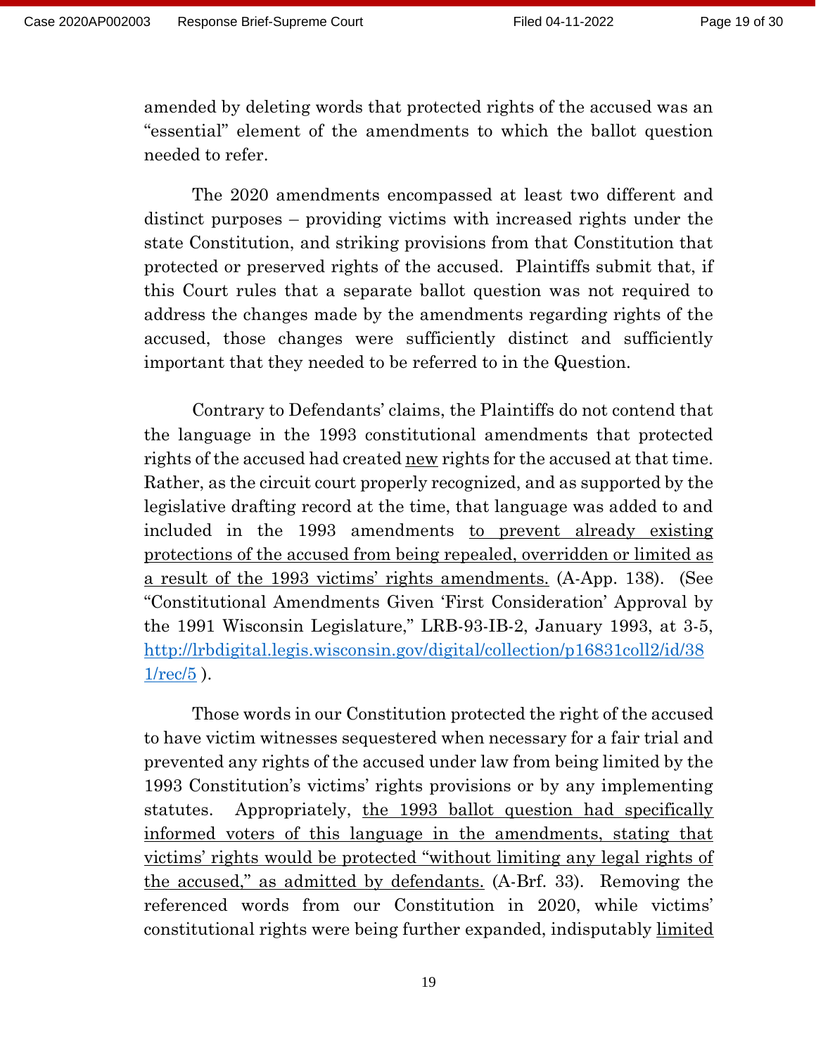amended by deleting words that protected rights of the accused was an "essential" element of the amendments to which the ballot question needed to refer.

The 2020 amendments encompassed at least two different and distinct purposes – providing victims with increased rights under the state Constitution, and striking provisions from that Constitution that protected or preserved rights of the accused. Plaintiffs submit that, if this Court rules that a separate ballot question was not required to address the changes made by the amendments regarding rights of the accused, those changes were sufficiently distinct and sufficiently important that they needed to be referred to in the Question.

Contrary to Defendants' claims, the Plaintiffs do not contend that the language in the 1993 constitutional amendments that protected rights of the accused had created <u>new</u> rights for the accused at that time. Rather, as the circuit court properly recognized, and as supported by the legislative drafting record at the time, that language was added to and included in the 1993 amendments <u>to prevent already existing protections of the accused from being repealed, overridden or limited as a result of the 1993 victims' rights amendments.</u> (A-App. 138). (See "Constitutional Amendments Given 'First Consideration' Approval by the 1991 Wisconsin Legislature," LRB-93-IB-2, January 1993, at 3-5, http://lrbdigital.legis.wisconsin.gov/digital/collection/p16831coll2/id/381/rec/5 ).

Those words in our Constitution protected the right of the accused to have victim witnesses sequestered when necessary for a fair trial and prevented any rights of the accused under law from being limited by the 1993 Constitution's victims' rights provisions or by any implementing statutes. Appropriately, <u>the 1993 ballot question had specifically informed voters of this language in the amendments, stating that victims' rights would be protected "without limiting any legal rights of the accused," as admitted by defendants.</u> (A-Brf. 33). Removing the referenced words from our Constitution in 2020, while victims' constitutional rights were being further expanded, indisputably <u>limited</u>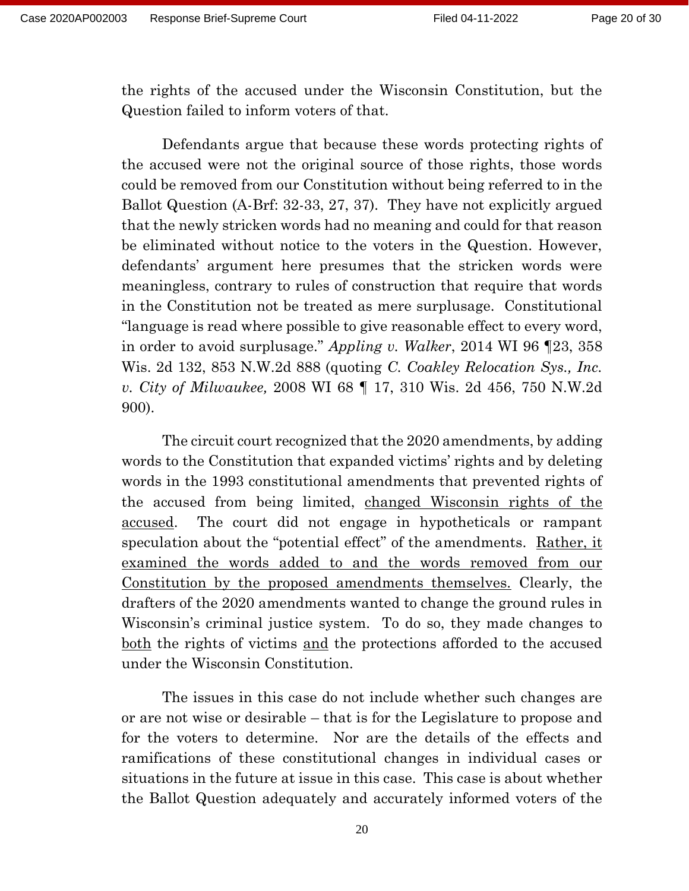the rights of the accused under the Wisconsin Constitution, but the Question failed to inform voters of that.

Defendants argue that because these words protecting rights of the accused were not the original source of those rights, those words could be removed from our Constitution without being referred to in the Ballot Question (A-Brf: 32-33, 27, 37). They have not explicitly argued that the newly stricken words had no meaning and could for that reason be eliminated without notice to the voters in the Question. However, defendants' argument here presumes that the stricken words were meaningless, contrary to rules of construction that require that words in the Constitution not be treated as mere surplusage. Constitutional "language is read where possible to give reasonable effect to every word, in order to avoid surplusage." *Appling v. Walker*, 2014 WI 96 ¶23, 358 Wis. 2d 132, 853 N.W.2d 888 (quoting *C. Coakley Relocation Sys., Inc. v. City of Milwaukee,* 2008 WI 68 ¶ 17, 310 Wis. 2d 456, 750 N.W.2d 900).

The circuit court recognized that the 2020 amendments, by adding words to the Constitution that expanded victims' rights and by deleting words in the 1993 constitutional amendments that prevented rights of the accused from being limited, <u>changed Wisconsin rights of the accused</u>. The court did not engage in hypotheticals or rampant speculation about the "potential effect" of the amendments. <u>Rather, it examined the words added to and the words removed from our Constitution by the proposed amendments themselves.</u> Clearly, the drafters of the 2020 amendments wanted to change the ground rules in Wisconsin's criminal justice system. To do so, they made changes to <u>both</u> the rights of victims <u>and</u> the protections afforded to the accused under the Wisconsin Constitution.

The issues in this case do not include whether such changes are or are not wise or desirable – that is for the Legislature to propose and for the voters to determine. Nor are the details of the effects and ramifications of these constitutional changes in individual cases or situations in the future at issue in this case. This case is about whether the Ballot Question adequately and accurately informed voters of the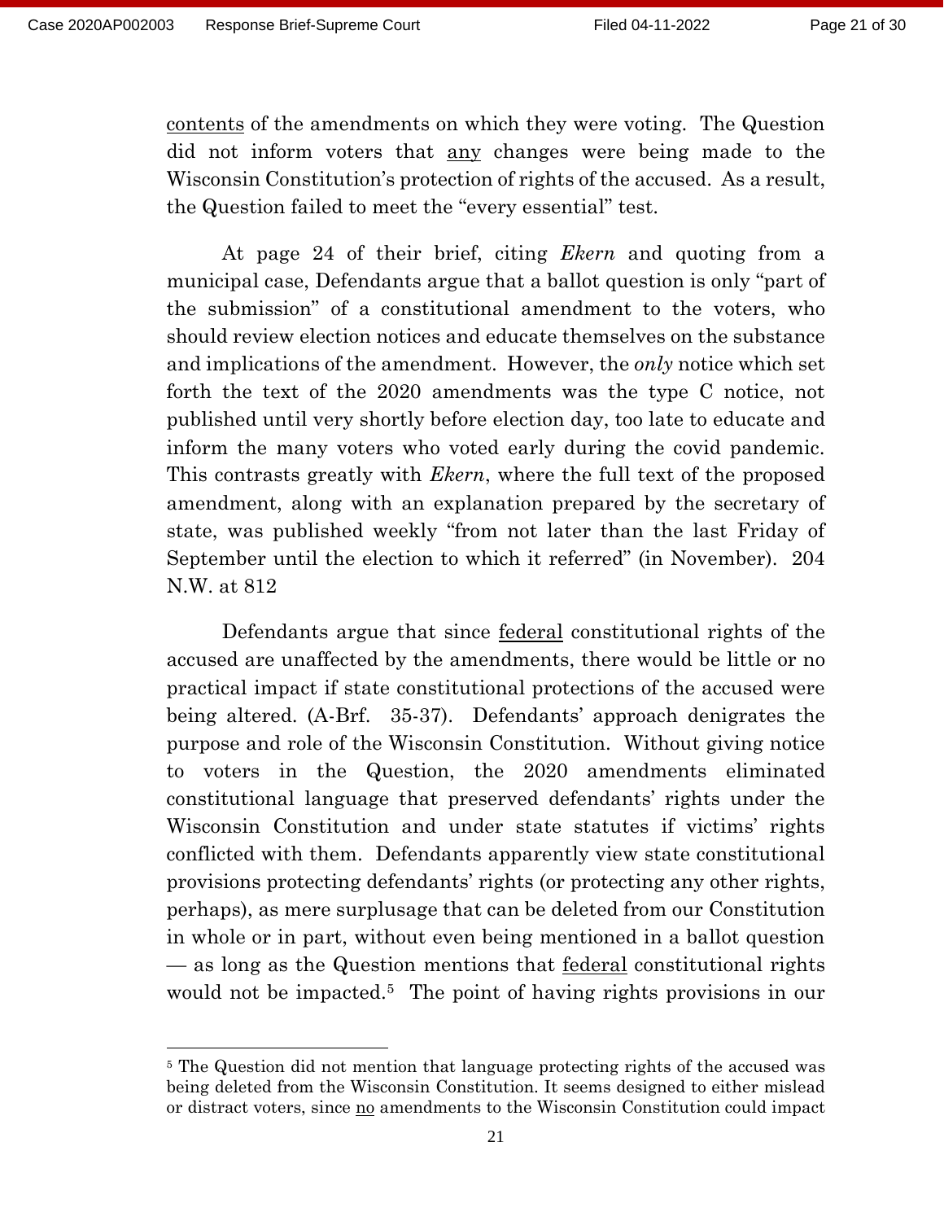contents of the amendments on which they were voting. The Question did not inform voters that any changes were being made to the Wisconsin Constitution's protection of rights of the accused. As a result, the Question failed to meet the "every essential" test.

At page 24 of their brief, citing *Ekern* and quoting from a municipal case, Defendants argue that a ballot question is only "part of the submission" of a constitutional amendment to the voters, who should review election notices and educate themselves on the substance and implications of the amendment. However, the *only* notice which set forth the text of the 2020 amendments was the type C notice, not published until very shortly before election day, too late to educate and inform the many voters who voted early during the covid pandemic. This contrasts greatly with *Ekern*, where the full text of the proposed amendment, along with an explanation prepared by the secretary of state, was published weekly "from not later than the last Friday of September until the election to which it referred" (in November). 204 N.W. at 812

Defendants argue that since federal constitutional rights of the accused are unaffected by the amendments, there would be little or no practical impact if state constitutional protections of the accused were being altered. (A-Brf. 35-37). Defendants' approach denigrates the purpose and role of the Wisconsin Constitution. Without giving notice to voters in the Question, the 2020 amendments eliminated constitutional language that preserved defendants' rights under the Wisconsin Constitution and under state statutes if victims' rights conflicted with them. Defendants apparently view state constitutional provisions protecting defendants' rights (or protecting any other rights, perhaps), as mere surplusage that can be deleted from our Constitution in whole or in part, without even being mentioned in a ballot question — as long as the Question mentions that federal constitutional rights would not be impacted.[5] The point of having rights provisions in our

[5] The Question did not mention that language protecting rights of the accused was being deleted from the Wisconsin Constitution. It seems designed to either mislead or distract voters, since no amendments to the Wisconsin Constitution could impact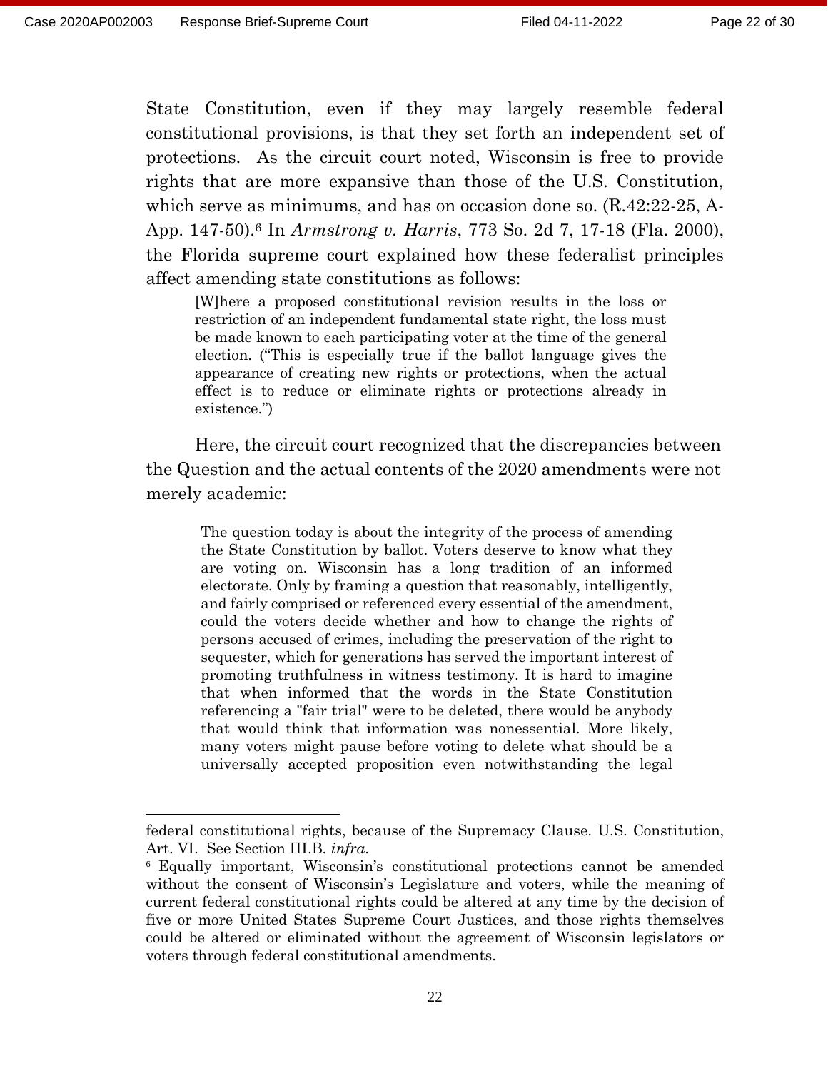State Constitution, even if they may largely resemble federal constitutional provisions, is that they set forth an <u>independent</u> set of protections. As the circuit court noted, Wisconsin is free to provide rights that are more expansive than those of the U.S. Constitution, which serve as minimums, and has on occasion done so. (R.42:22-25, A-App. 147-50).[6] In *Armstrong v. Harris*, 773 So. 2d 7, 17-18 (Fla. 2000), the Florida supreme court explained how these federalist principles affect amending state constitutions as follows:

> [W]here a proposed constitutional revision results in the loss or restriction of an independent fundamental state right, the loss must be made known to each participating voter at the time of the general election. ("This is especially true if the ballot language gives the appearance of creating new rights or protections, when the actual effect is to reduce or eliminate rights or protections already in existence.")

Here, the circuit court recognized that the discrepancies between the Question and the actual contents of the 2020 amendments were not merely academic:

> The question today is about the integrity of the process of amending the State Constitution by ballot. Voters deserve to know what they are voting on. Wisconsin has a long tradition of an informed electorate. Only by framing a question that reasonably, intelligently, and fairly comprised or referenced every essential of the amendment, could the voters decide whether and how to change the rights of persons accused of crimes, including the preservation of the right to sequester, which for generations has served the important interest of promoting truthfulness in witness testimony. It is hard to imagine that when informed that the words in the State Constitution referencing a "fair trial" were to be deleted, there would be anybody that would think that information was nonessential. More likely, many voters might pause before voting to delete what should be a universally accepted proposition even notwithstanding the legal

---

federal constitutional rights, because of the Supremacy Clause. U.S. Constitution, Art. VI. See Section III.B. *infra*.

[6] Equally important, Wisconsin's constitutional protections cannot be amended without the consent of Wisconsin's Legislature and voters, while the meaning of current federal constitutional rights could be altered at any time by the decision of five or more United States Supreme Court Justices, and those rights themselves could be altered or eliminated without the agreement of Wisconsin legislators or voters through federal constitutional amendments.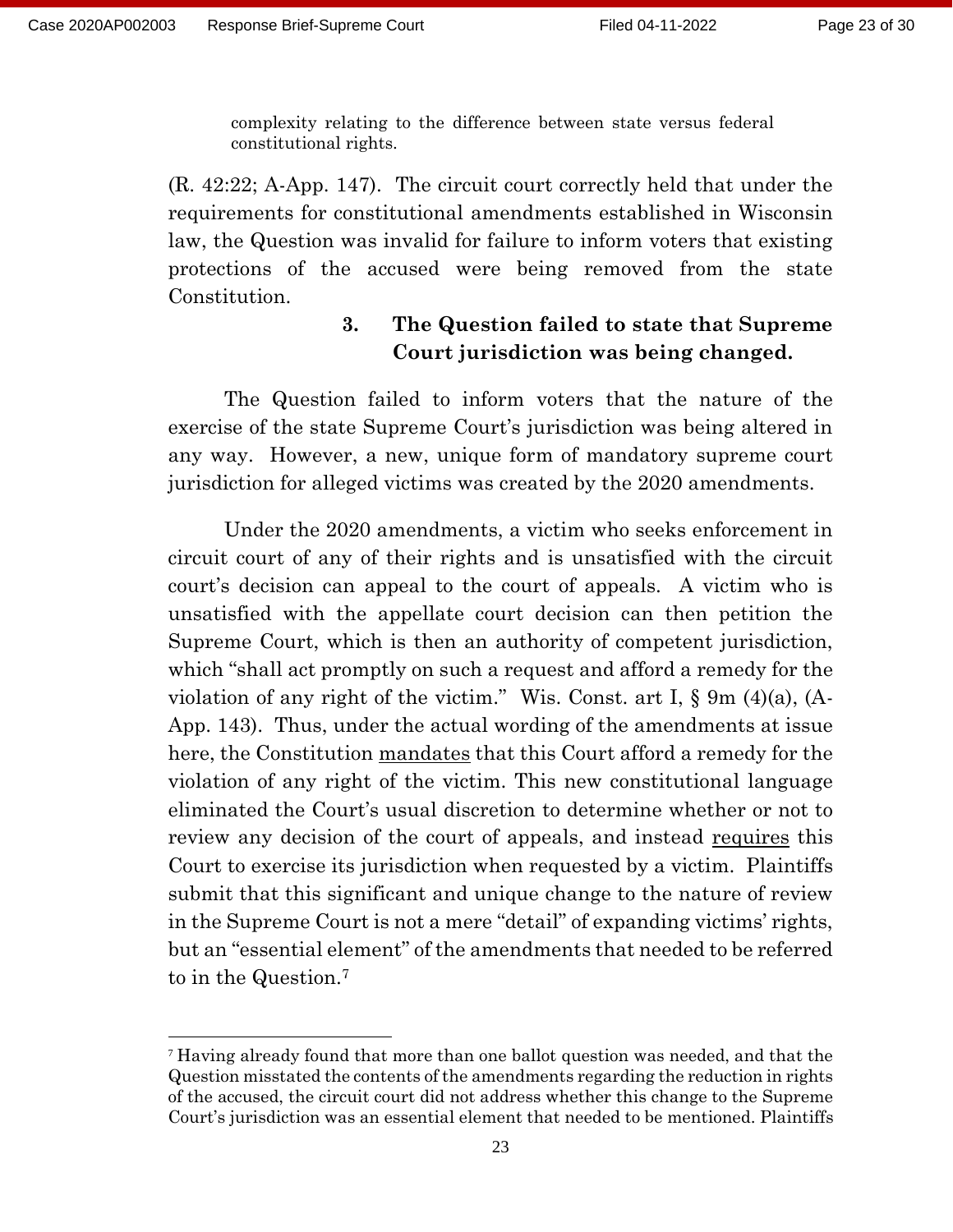> complexity relating to the difference between state versus federal constitutional rights.

(R. 42:22; A-App. 147). The circuit court correctly held that under the requirements for constitutional amendments established in Wisconsin law, the Question was invalid for failure to inform voters that existing protections of the accused were being removed from the state Constitution.

### 3. The Question failed to state that Supreme Court jurisdiction was being changed.

The Question failed to inform voters that the nature of the exercise of the state Supreme Court's jurisdiction was being altered in any way. However, a new, unique form of mandatory supreme court jurisdiction for alleged victims was created by the 2020 amendments.

Under the 2020 amendments, a victim who seeks enforcement in circuit court of any of their rights and is unsatisfied with the circuit court's decision can appeal to the court of appeals. A victim who is unsatisfied with the appellate court decision can then petition the Supreme Court, which is then an authority of competent jurisdiction, which "shall act promptly on such a request and afford a remedy for the violation of any right of the victim." Wis. Const. art I, § 9m (4)(a), (A-App. 143). Thus, under the actual wording of the amendments at issue here, the Constitution <u>mandates</u> that this Court afford a remedy for the violation of any right of the victim. This new constitutional language eliminated the Court's usual discretion to determine whether or not to review any decision of the court of appeals, and instead <u>requires</u> this Court to exercise its jurisdiction when requested by a victim. Plaintiffs submit that this significant and unique change to the nature of review in the Supreme Court is not a mere "detail" of expanding victims' rights, but an "essential element" of the amendments that needed to be referred to in the Question.[7]

---

[7] Having already found that more than one ballot question was needed, and that the Question misstated the contents of the amendments regarding the reduction in rights of the accused, the circuit court did not address whether this change to the Supreme Court's jurisdiction was an essential element that needed to be mentioned. Plaintiffs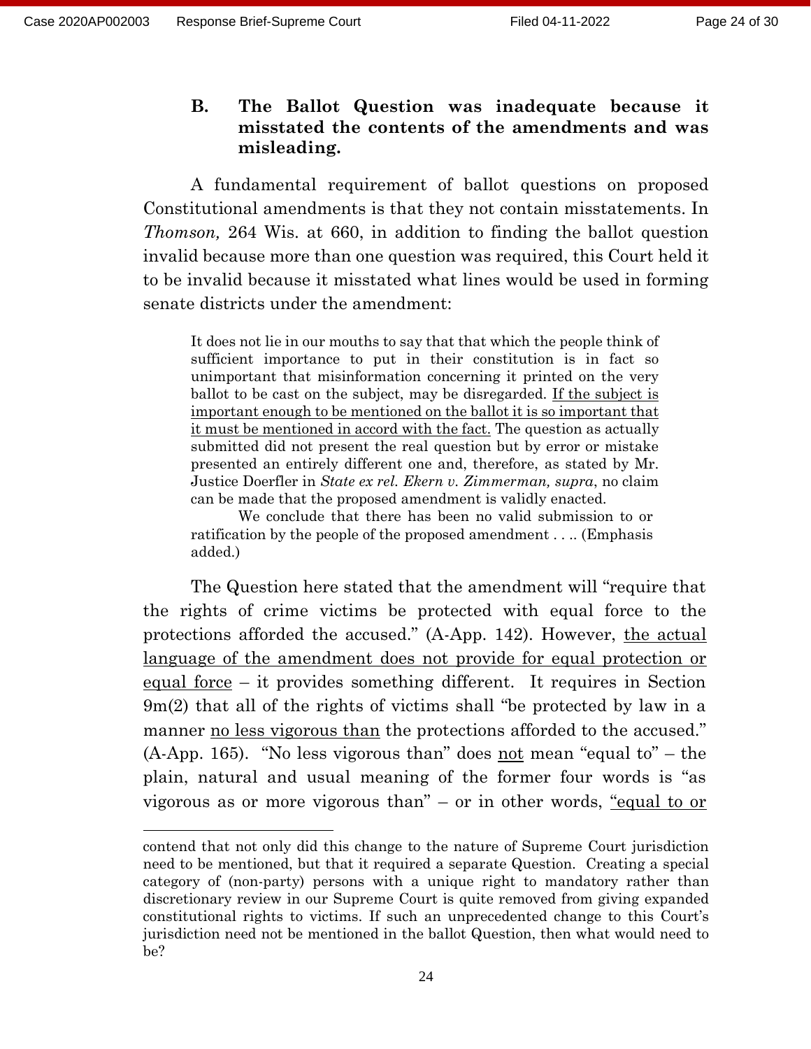### B. The Ballot Question was inadequate because it misstated the contents of the amendments and was misleading.

A fundamental requirement of ballot questions on proposed Constitutional amendments is that they not contain misstatements. In *Thomson,* 264 Wis. at 660, in addition to finding the ballot question invalid because more than one question was required, this Court held it to be invalid because it misstated what lines would be used in forming senate districts under the amendment:

> It does not lie in our mouths to say that that which the people think of sufficient importance to put in their constitution is in fact so unimportant that misinformation concerning it printed on the very ballot to be cast on the subject, may be disregarded. <u>If the subject is important enough to be mentioned on the ballot it is so important that it must be mentioned in accord with the fact.</u> The question as actually submitted did not present the real question but by error or mistake presented an entirely different one and, therefore, as stated by Mr. Justice Doerfler in *State ex rel. Ekern v. Zimmerman, supra*, no claim can be made that the proposed amendment is validly enacted.
>
> We conclude that there has been no valid submission to or ratification by the people of the proposed amendment . . .. (Emphasis added.)

The Question here stated that the amendment will "require that the rights of crime victims be protected with equal force to the protections afforded the accused." (A-App. 142). However, <u>the actual language of the amendment does not provide for equal protection or equal force</u> – it provides something different. It requires in Section 9m(2) that all of the rights of victims shall "be protected by law in a manner <u>no less vigorous than</u> the protections afforded to the accused." (A-App. 165). "No less vigorous than" does <u>not</u> mean "equal to" – the plain, natural and usual meaning of the former four words is "as vigorous as or more vigorous than" – or in other words, <u>"equal to or</u>

---

contend that not only did this change to the nature of Supreme Court jurisdiction need to be mentioned, but that it required a separate Question. Creating a special category of (non-party) persons with a unique right to mandatory rather than discretionary review in our Supreme Court is quite removed from giving expanded constitutional rights to victims. If such an unprecedented change to this Court's jurisdiction need not be mentioned in the ballot Question, then what would need to be?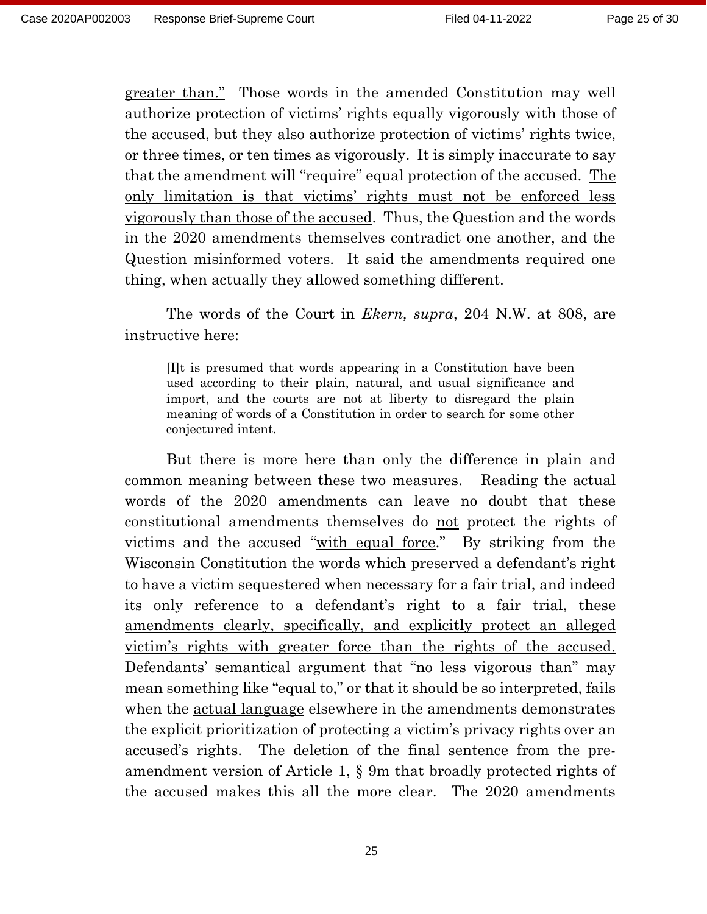greater than." Those words in the amended Constitution may well authorize protection of victims' rights equally vigorously with those of the accused, but they also authorize protection of victims' rights twice, or three times, or ten times as vigorously. It is simply inaccurate to say that the amendment will "require" equal protection of the accused. <u>The only limitation is that victims' rights must not be enforced less vigorously than those of the accused</u>. Thus, the Question and the words in the 2020 amendments themselves contradict one another, and the Question misinformed voters. It said the amendments required one thing, when actually they allowed something different.

The words of the Court in *Ekern, supra*, 204 N.W. at 808, are instructive here:

> [I]t is presumed that words appearing in a Constitution have been used according to their plain, natural, and usual significance and import, and the courts are not at liberty to disregard the plain meaning of words of a Constitution in order to search for some other conjectured intent.

But there is more here than only the difference in plain and common meaning between these two measures. Reading the <u>actual words of the 2020 amendments</u> can leave no doubt that these constitutional amendments themselves do <u>not</u> protect the rights of victims and the accused "<u>with equal force</u>." By striking from the Wisconsin Constitution the words which preserved a defendant's right to have a victim sequestered when necessary for a fair trial, and indeed its <u>only</u> reference to a defendant's right to a fair trial, <u>these amendments clearly, specifically, and explicitly protect an alleged victim's rights with greater force than the rights of the accused.</u> Defendants' semantical argument that "no less vigorous than" may mean something like "equal to," or that it should be so interpreted, fails when the <u>actual language</u> elsewhere in the amendments demonstrates the explicit prioritization of protecting a victim's privacy rights over an accused's rights. The deletion of the final sentence from the pre-amendment version of Article 1, § 9m that broadly protected rights of the accused makes this all the more clear. The 2020 amendments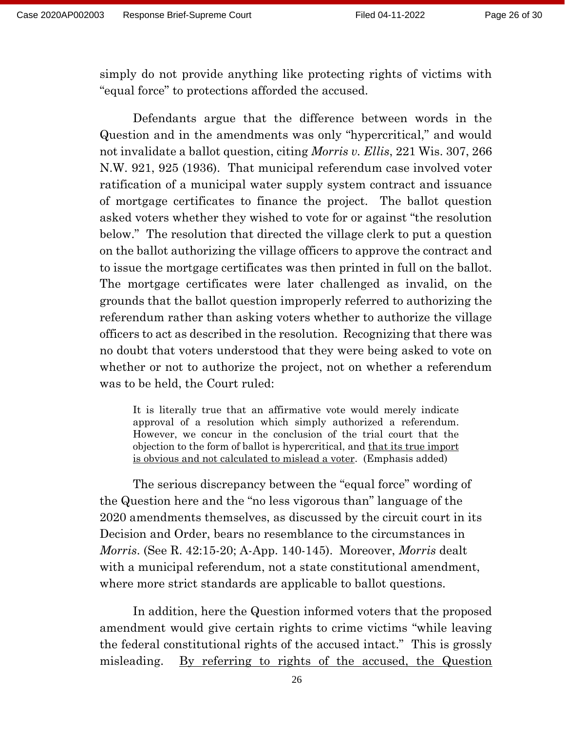simply do not provide anything like protecting rights of victims with "equal force" to protections afforded the accused.

Defendants argue that the difference between words in the Question and in the amendments was only "hypercritical," and would not invalidate a ballot question, citing *Morris v. Ellis*, 221 Wis. 307, 266 N.W. 921, 925 (1936). That municipal referendum case involved voter ratification of a municipal water supply system contract and issuance of mortgage certificates to finance the project. The ballot question asked voters whether they wished to vote for or against "the resolution below." The resolution that directed the village clerk to put a question on the ballot authorizing the village officers to approve the contract and to issue the mortgage certificates was then printed in full on the ballot. The mortgage certificates were later challenged as invalid, on the grounds that the ballot question improperly referred to authorizing the referendum rather than asking voters whether to authorize the village officers to act as described in the resolution. Recognizing that there was no doubt that voters understood that they were being asked to vote on whether or not to authorize the project, not on whether a referendum was to be held, the Court ruled:

> It is literally true that an affirmative vote would merely indicate approval of a resolution which simply authorized a referendum. However, we concur in the conclusion of the trial court that the objection to the form of ballot is hypercritical, and <u>that its true import is obvious and not calculated to mislead a voter</u>. (Emphasis added)

The serious discrepancy between the "equal force" wording of the Question here and the "no less vigorous than" language of the 2020 amendments themselves, as discussed by the circuit court in its Decision and Order, bears no resemblance to the circumstances in *Morris*. (See R. 42:15-20; A-App. 140-145). Moreover, *Morris* dealt with a municipal referendum, not a state constitutional amendment, where more strict standards are applicable to ballot questions.

In addition, here the Question informed voters that the proposed amendment would give certain rights to crime victims "while leaving the federal constitutional rights of the accused intact." This is grossly misleading. <u>By referring to rights of the accused, the Question</u>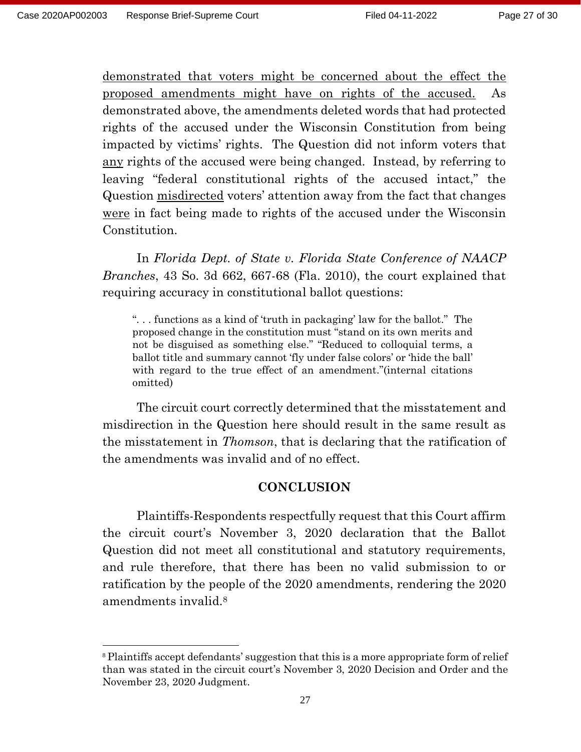<u>demonstrated that voters might be concerned about the effect the proposed amendments might have on rights of the accused.</u> As demonstrated above, the amendments deleted words that had protected rights of the accused under the Wisconsin Constitution from being impacted by victims' rights. The Question did not inform voters that <u>any</u> rights of the accused were being changed. Instead, by referring to leaving "federal constitutional rights of the accused intact," the Question <u>misdirected</u> voters' attention away from the fact that changes <u>were</u> in fact being made to rights of the accused under the Wisconsin Constitution.

In *Florida Dept. of State v. Florida State Conference of NAACP Branches*, 43 So. 3d 662, 667-68 (Fla. 2010), the court explained that requiring accuracy in constitutional ballot questions:

> ". . . functions as a kind of 'truth in packaging' law for the ballot." The proposed change in the constitution must "stand on its own merits and not be disguised as something else." "Reduced to colloquial terms, a ballot title and summary cannot 'fly under false colors' or 'hide the ball' with regard to the true effect of an amendment."(internal citations omitted)

The circuit court correctly determined that the misstatement and misdirection in the Question here should result in the same result as the misstatement in *Thomson*, that is declaring that the ratification of the amendments was invalid and of no effect.

## CONCLUSION

Plaintiffs-Respondents respectfully request that this Court affirm the circuit court's November 3, 2020 declaration that the Ballot Question did not meet all constitutional and statutory requirements, and rule therefore, that there has been no valid submission to or ratification by the people of the 2020 amendments, rendering the 2020 amendments invalid.[8]

---

[8] Plaintiffs accept defendants' suggestion that this is a more appropriate form of relief than was stated in the circuit court's November 3, 2020 Decision and Order and the November 23, 2020 Judgment.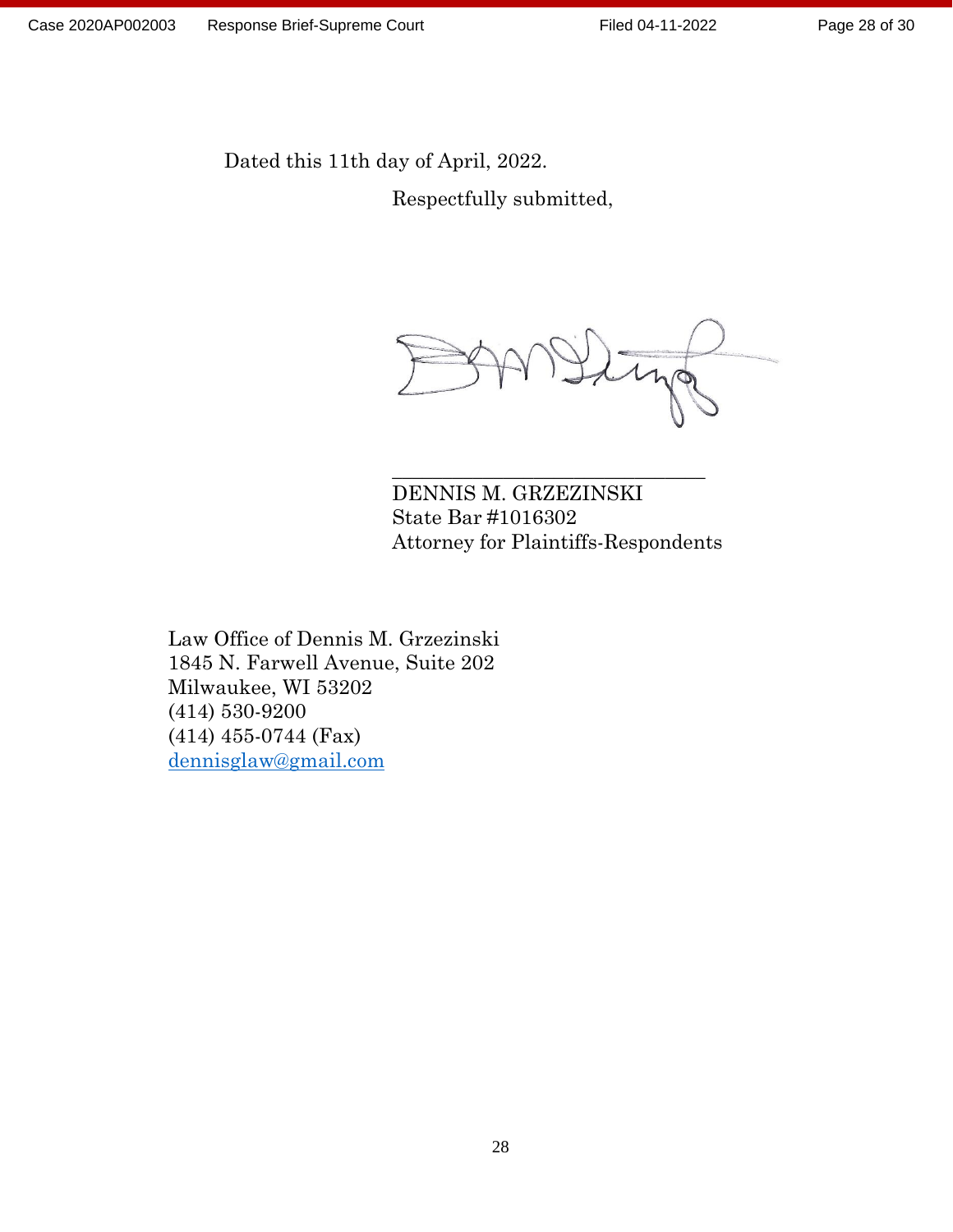Dated this 11th day of April, 2022.

Respectfully submitted,

\_\_\_\_\_\_\_\_\_\_\_\_\_\_\_\_\_\_\_\_\_\_\_\_\_\_\_\_\_\_\_\_
DENNIS M. GRZEZINSKI
State Bar #1016302
Attorney for Plaintiffs-Respondents

Law Office of Dennis M. Grzezinski
1845 N. Farwell Avenue, Suite 202
Milwaukee, WI 53202
(414) 530-9200
(414) 455-0744 (Fax)
dennisglaw@gmail.com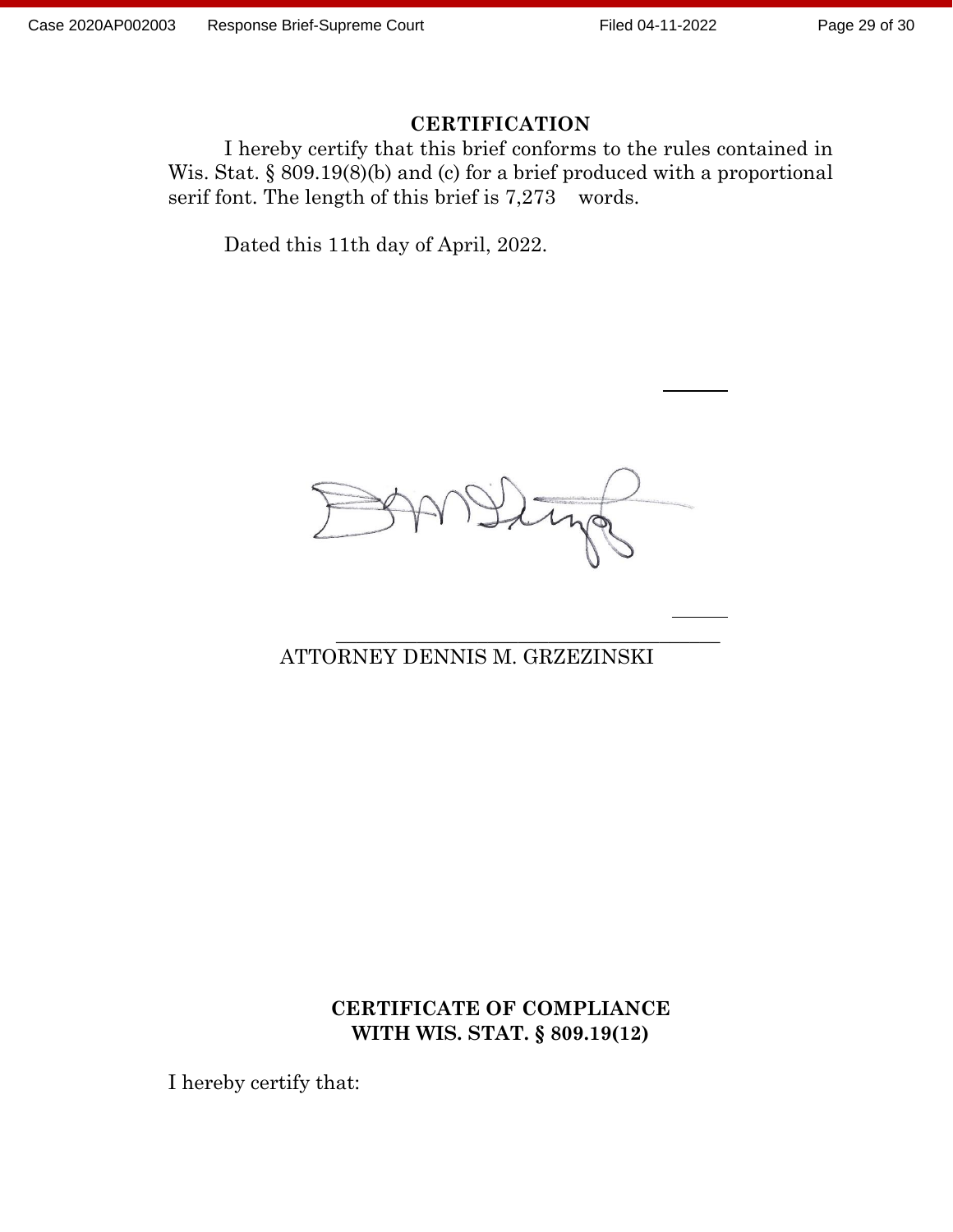## CERTIFICATION

I hereby certify that this brief conforms to the rules contained in Wis. Stat. § 809.19(8)(b) and (c) for a brief produced with a proportional serif font. The length of this brief is 7,273 words.

Dated this 11th day of April, 2022.

\_\_\_\_\_\_\_\_\_\_\_\_\_\_\_\_\_\_\_\_\_\_\_\_\_\_\_\_\_\_\_\_\_\_\_\_\_\_\_\_

ATTORNEY DENNIS M. GRZEZINSKI

## CERTIFICATE OF COMPLIANCE WITH WIS. STAT. § 809.19(12)

I hereby certify that: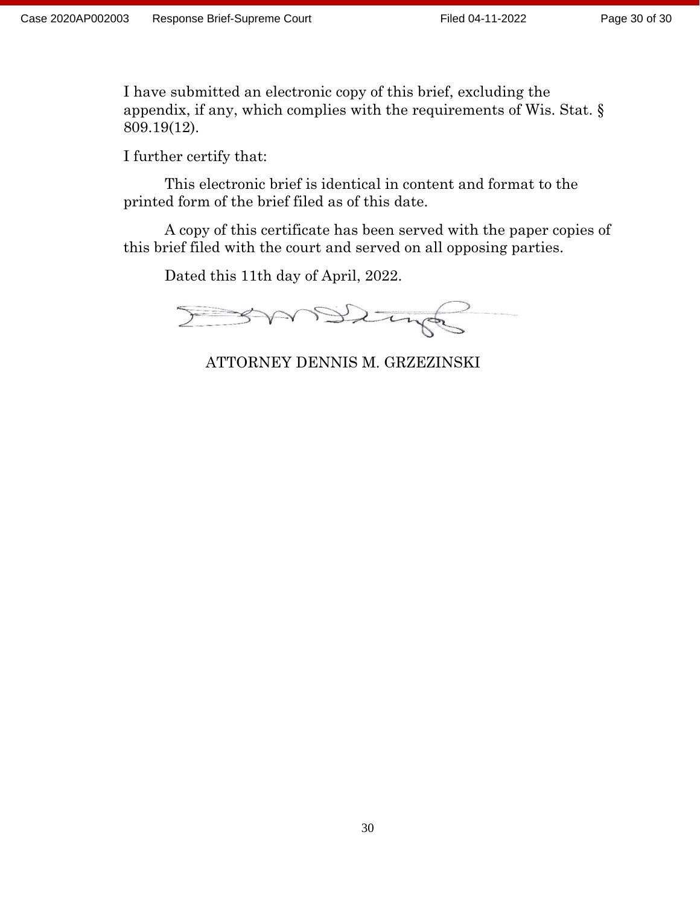I have submitted an electronic copy of this brief, excluding the appendix, if any, which complies with the requirements of Wis. Stat. § 809.19(12).

I further certify that:

This electronic brief is identical in content and format to the printed form of the brief filed as of this date.

A copy of this certificate has been served with the paper copies of this brief filed with the court and served on all opposing parties.

Dated this 11th day of April, 2022.

ATTORNEY DENNIS M. GRZEZINSKI